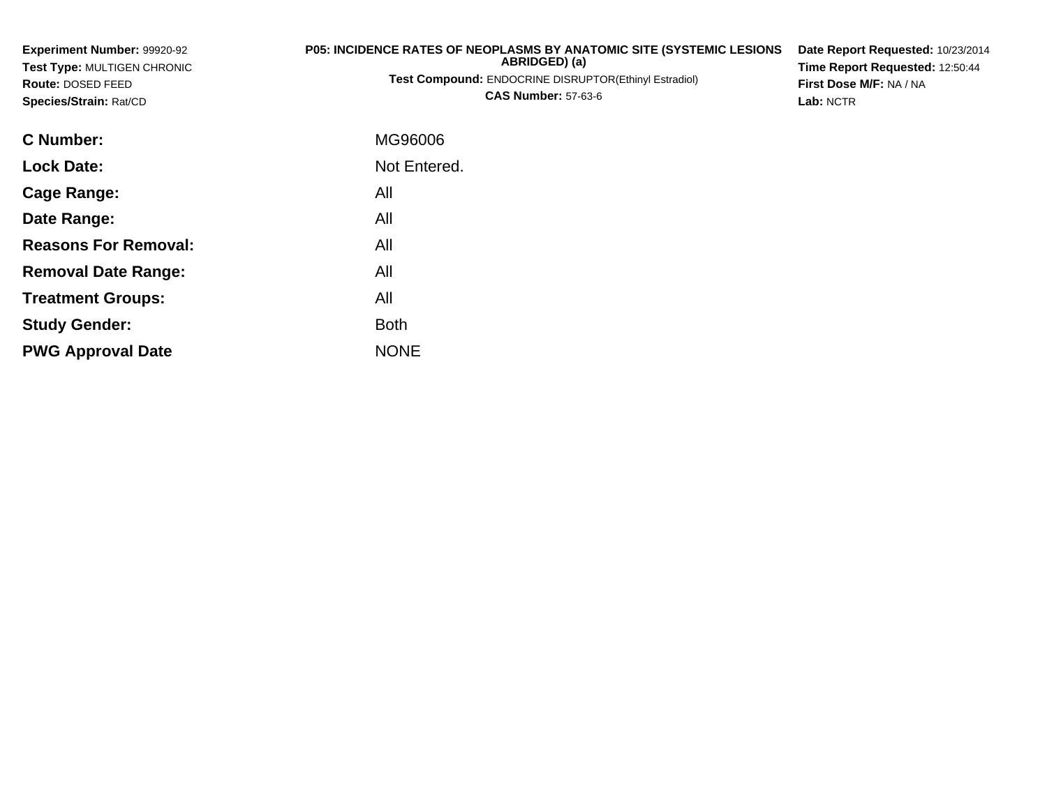**Experiment Number:** 99920-92
**Test Type:** MULTIGEN CHRONIC
**Route:** DOSED FEED
**Species/Strain:** Rat/CD

**P05: INCIDENCE RATES OF NEOPLASMS BY ANATOMIC SITE (SYSTEMIC LESIONS ABRIDGED) (a)**
**Test Compound:** ENDOCRINE DISRUPTOR(Ethinyl Estradiol)
**CAS Number:** 57-63-6

**Date Report Requested:** 10/23/2014
**Time Report Requested:** 12:50:44
**First Dose M/F:** NA / NA
**Lab:** NCTR

| | |
|---|---|
| **C Number:** | MG96006 |
| **Lock Date:** | Not Entered. |
| **Cage Range:** | All |
| **Date Range:** | All |
| **Reasons For Removal:** | All |
| **Removal Date Range:** | All |
| **Treatment Groups:** | All |
| **Study Gender:** | Both |
| **PWG Approval Date** | NONE |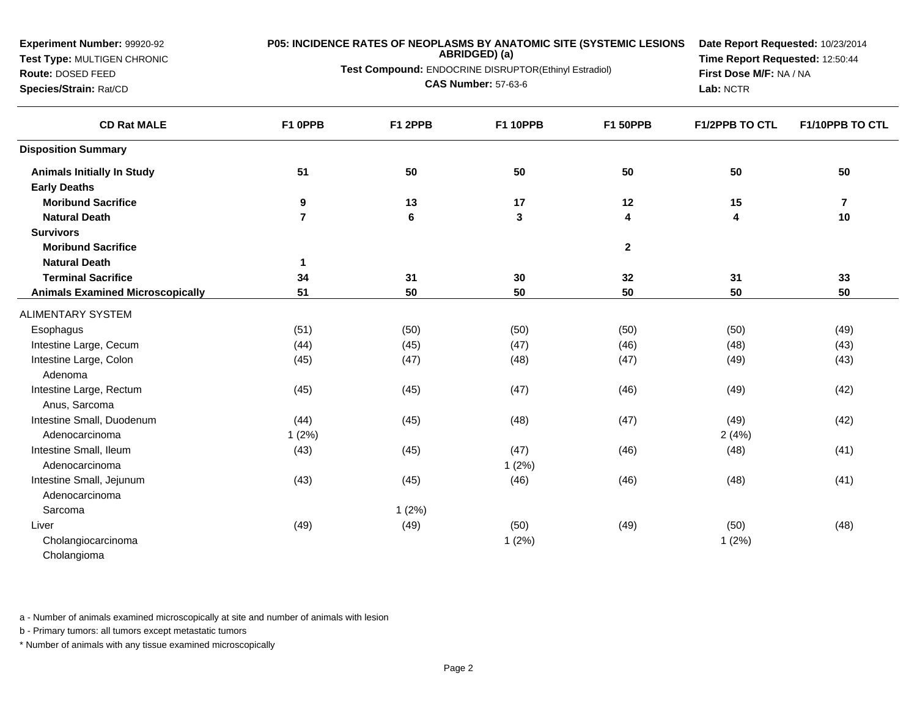**Experiment Number:** 99920-92
**Test Type:** MULTIGEN CHRONIC
**Route:** DOSED FEED
**Species/Strain:** Rat/CD

**P05: INCIDENCE RATES OF NEOPLASMS BY ANATOMIC SITE (SYSTEMIC LESIONS ABRIDGED) (a)**
**Test Compound:** ENDOCRINE DISRUPTOR(Ethinyl Estradiol)
**CAS Number:** 57-63-6

**Date Report Requested:** 10/23/2014
**Time Report Requested:** 12:50:44
**First Dose M/F:** NA / NA
**Lab:** NCTR

| CD Rat MALE | F1 0PPB | F1 2PPB | F1 10PPB | F1 50PPB | F1/2PPB TO CTL | F1/10PPB TO CTL |
|---|---|---|---|---|---|---|
| **Disposition Summary** | | | | | | |
| **Animals Initially In Study** | **51** | **50** | **50** | **50** | **50** | **50** |
| **Early Deaths** | | | | | | |
| **Moribund Sacrifice** | **9** | **13** | **17** | **12** | **15** | **7** |
| **Natural Death** | **7** | **6** | **3** | **4** | **4** | **10** |
| **Survivors** | | | | | | |
| **Moribund Sacrifice** | | | | **2** | | |
| **Natural Death** | **1** | | | | | |
| **Terminal Sacrifice** | **34** | **31** | **30** | **32** | **31** | **33** |
| **Animals Examined Microscopically** | **51** | **50** | **50** | **50** | **50** | **50** |
| ALIMENTARY SYSTEM | | | | | | |
| Esophagus | (51) | (50) | (50) | (50) | (50) | (49) |
| Intestine Large, Cecum | (44) | (45) | (47) | (46) | (48) | (43) |
| Intestine Large, Colon | (45) | (47) | (48) | (47) | (49) | (43) |
| Adenoma | | | | | | |
| Intestine Large, Rectum | (45) | (45) | (47) | (46) | (49) | (42) |
| Anus, Sarcoma | | | | | | |
| Intestine Small, Duodenum | (44) | (45) | (48) | (47) | (49) | (42) |
| Adenocarcinoma | 1 (2%) | | | | 2 (4%) | |
| Intestine Small, Ileum | (43) | (45) | (47) | (46) | (48) | (41) |
| Adenocarcinoma | | | 1 (2%) | | | |
| Intestine Small, Jejunum | (43) | (45) | (46) | (46) | (48) | (41) |
| Adenocarcinoma | | | | | | |
| Sarcoma | | 1 (2%) | | | | |
| Liver | (49) | (49) | (50) | (49) | (50) | (48) |
| Cholangiocarcinoma | | | 1 (2%) | | 1 (2%) | |
| Cholangioma | | | | | | |

a - Number of animals examined microscopically at site and number of animals with lesion

b - Primary tumors: all tumors except metastatic tumors

* Number of animals with any tissue examined microscopically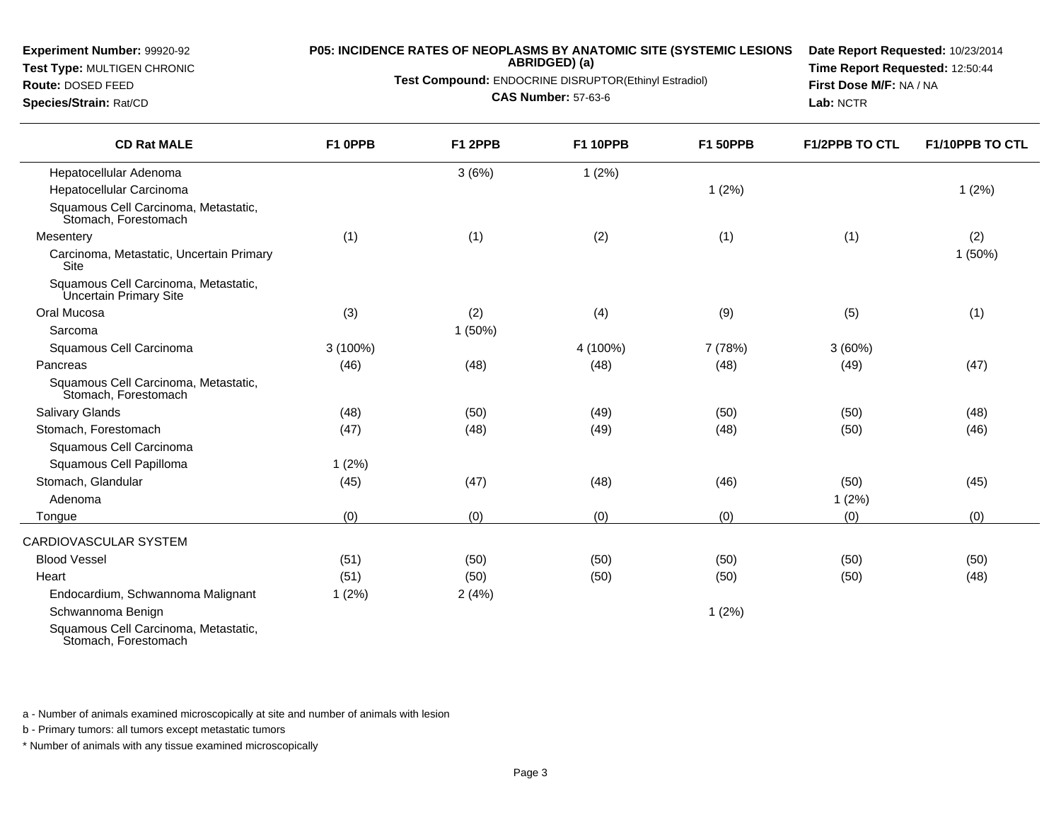**Experiment Number:** 99920-92
**Test Type:** MULTIGEN CHRONIC
**Route:** DOSED FEED
**Species/Strain:** Rat/CD

**P05: INCIDENCE RATES OF NEOPLASMS BY ANATOMIC SITE (SYSTEMIC LESIONS ABRIDGED) (a)**

**Test Compound:** ENDOCRINE DISRUPTOR(Ethinyl Estradiol)

**CAS Number:** 57-63-6

**Date Report Requested:** 10/23/2014
**Time Report Requested:** 12:50:44
**First Dose M/F:** NA / NA
**Lab:** NCTR

| CD Rat MALE | F1 0PPB | F1 2PPB | F1 10PPB | F1 50PPB | F1/2PPB TO CTL | F1/10PPB TO CTL |
|---|---|---|---|---|---|---|
| Hepatocellular Adenoma | | 3 (6%) | 1 (2%) | | | |
| Hepatocellular Carcinoma | | | | 1 (2%) | | 1 (2%) |
| Squamous Cell Carcinoma, Metastatic, Stomach, Forestomach | | | | | | |
| Mesentery | (1) | (1) | (2) | (1) | (1) | (2) |
| Carcinoma, Metastatic, Uncertain Primary Site | | | | | | 1 (50%) |
| Squamous Cell Carcinoma, Metastatic, Uncertain Primary Site | | | | | | |
| Oral Mucosa | (3) | (2) | (4) | (9) | (5) | (1) |
| Sarcoma | | 1 (50%) | | | | |
| Squamous Cell Carcinoma | 3 (100%) | | 4 (100%) | 7 (78%) | 3 (60%) | |
| Pancreas | (46) | (48) | (48) | (48) | (49) | (47) |
| Squamous Cell Carcinoma, Metastatic, Stomach, Forestomach | | | | | | |
| Salivary Glands | (48) | (50) | (49) | (50) | (50) | (48) |
| Stomach, Forestomach | (47) | (48) | (49) | (48) | (50) | (46) |
| Squamous Cell Carcinoma | | | | | | |
| Squamous Cell Papilloma | 1 (2%) | | | | | |
| Stomach, Glandular | (45) | (47) | (48) | (46) | (50) | (45) |
| Adenoma | | | | | 1 (2%) | |
| Tongue | (0) | (0) | (0) | (0) | (0) | (0) |
| CARDIOVASCULAR SYSTEM | | | | | | |
| Blood Vessel | (51) | (50) | (50) | (50) | (50) | (50) |
| Heart | (51) | (50) | (50) | (50) | (50) | (48) |
| Endocardium, Schwannoma Malignant | 1 (2%) | 2 (4%) | | | | |
| Schwannoma Benign | | | | 1 (2%) | | |
| Squamous Cell Carcinoma, Metastatic, Stomach, Forestomach | | | | | | |

a - Number of animals examined microscopically at site and number of animals with lesion

b - Primary tumors: all tumors except metastatic tumors

* Number of animals with any tissue examined microscopically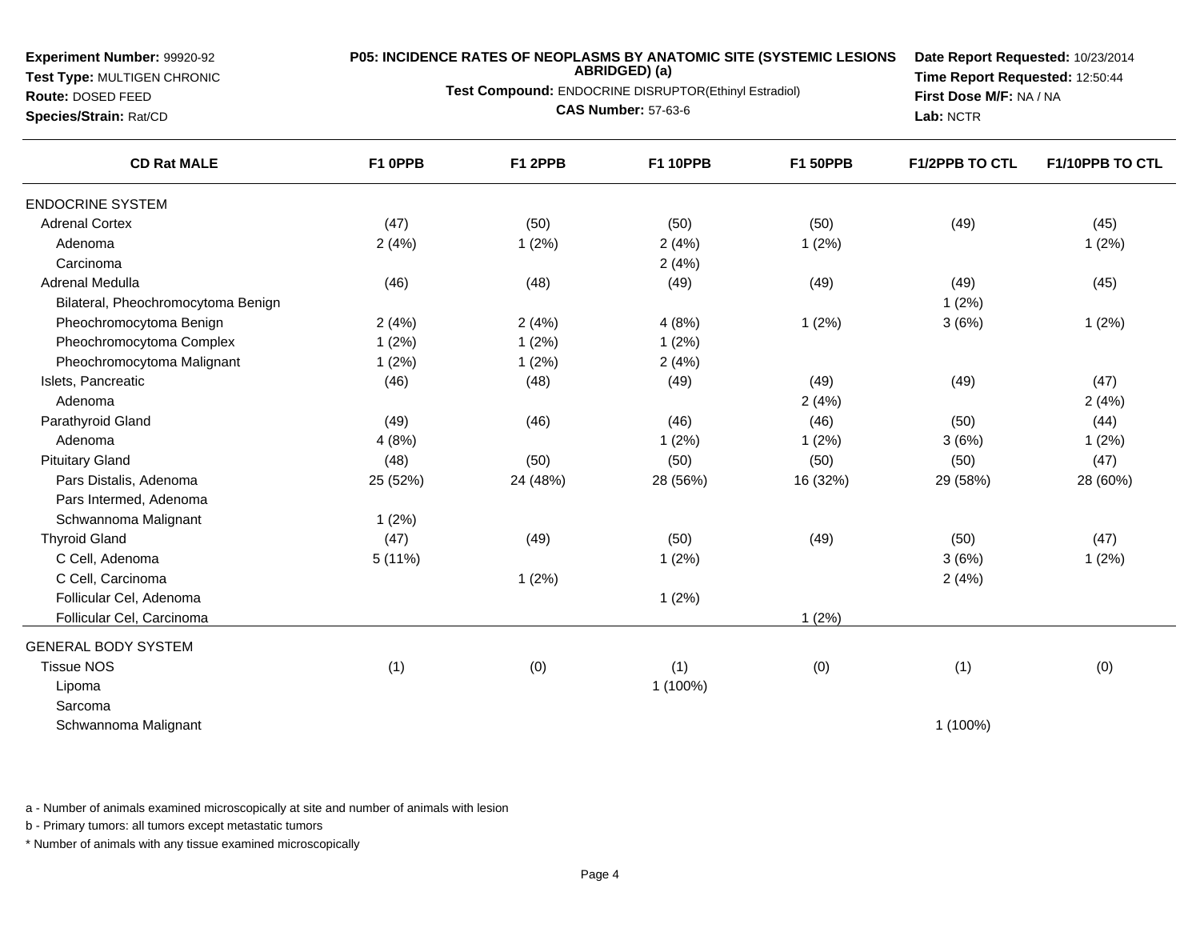**Experiment Number:** 99920-92
**Test Type:** MULTIGEN CHRONIC
**Route:** DOSED FEED
**Species/Strain:** Rat/CD

**P05: INCIDENCE RATES OF NEOPLASMS BY ANATOMIC SITE (SYSTEMIC LESIONS ABRIDGED) (a)**
**Test Compound:** ENDOCRINE DISRUPTOR(Ethinyl Estradiol)
**CAS Number:** 57-63-6

**Date Report Requested:** 10/23/2014
**Time Report Requested:** 12:50:44
**First Dose M/F:** NA / NA
**Lab:** NCTR

| CD Rat MALE | F1 0PPB | F1 2PPB | F1 10PPB | F1 50PPB | F1/2PPB TO CTL | F1/10PPB TO CTL |
|---|---|---|---|---|---|---|
| ENDOCRINE SYSTEM | | | | | | |
| Adrenal Cortex | (47) | (50) | (50) | (50) | (49) | (45) |
| Adenoma | 2 (4%) | 1 (2%) | 2 (4%) | 1 (2%) | | 1 (2%) |
| Carcinoma | | | 2 (4%) | | | |
| Adrenal Medulla | (46) | (48) | (49) | (49) | (49) | (45) |
| Bilateral, Pheochromocytoma Benign | | | | | 1 (2%) | |
| Pheochromocytoma Benign | 2 (4%) | 2 (4%) | 4 (8%) | 1 (2%) | 3 (6%) | 1 (2%) |
| Pheochromocytoma Complex | 1 (2%) | 1 (2%) | 1 (2%) | | | |
| Pheochromocytoma Malignant | 1 (2%) | 1 (2%) | 2 (4%) | | | |
| Islets, Pancreatic | (46) | (48) | (49) | (49) | (49) | (47) |
| Adenoma | | | | 2 (4%) | | 2 (4%) |
| Parathyroid Gland | (49) | (46) | (46) | (46) | (50) | (44) |
| Adenoma | 4 (8%) | | 1 (2%) | 1 (2%) | 3 (6%) | 1 (2%) |
| Pituitary Gland | (48) | (50) | (50) | (50) | (50) | (47) |
| Pars Distalis, Adenoma | 25 (52%) | 24 (48%) | 28 (56%) | 16 (32%) | 29 (58%) | 28 (60%) |
| Pars Intermed, Adenoma | | | | | | |
| Schwannoma Malignant | 1 (2%) | | | | | |
| Thyroid Gland | (47) | (49) | (50) | (49) | (50) | (47) |
| C Cell, Adenoma | 5 (11%) | | 1 (2%) | | 3 (6%) | 1 (2%) |
| C Cell, Carcinoma | | 1 (2%) | | | 2 (4%) | |
| Follicular Cel, Adenoma | | | 1 (2%) | | | |
| Follicular Cel, Carcinoma | | | | 1 (2%) | | |
| GENERAL BODY SYSTEM | | | | | | |
| Tissue NOS | (1) | (0) | (1) | (0) | (1) | (0) |
| Lipoma | | | 1 (100%) | | | |
| Sarcoma | | | | | | |
| Schwannoma Malignant | | | | | 1 (100%) | |

a - Number of animals examined microscopically at site and number of animals with lesion

b - Primary tumors: all tumors except metastatic tumors

* Number of animals with any tissue examined microscopically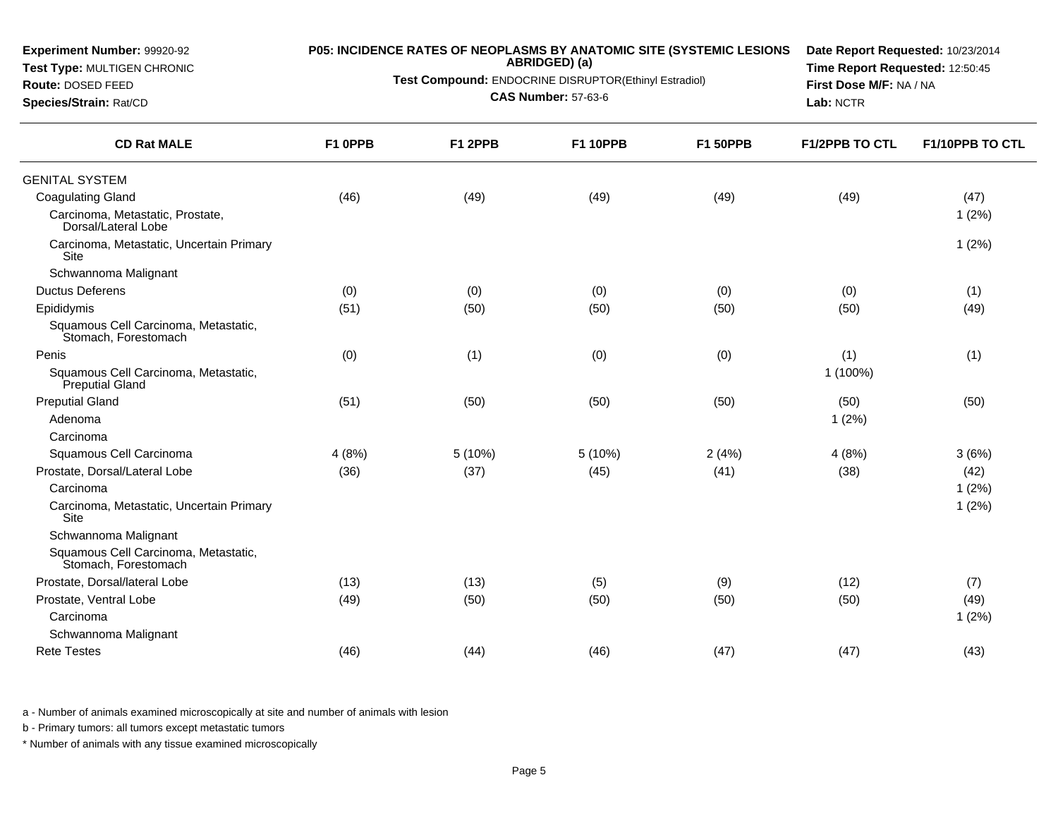**Experiment Number:** 99920-92
**Test Type:** MULTIGEN CHRONIC
**Route:** DOSED FEED
**Species/Strain:** Rat/CD

**P05: INCIDENCE RATES OF NEOPLASMS BY ANATOMIC SITE (SYSTEMIC LESIONS ABRIDGED) (a)**
**Test Compound:** ENDOCRINE DISRUPTOR(Ethinyl Estradiol)
**CAS Number:** 57-63-6

**Date Report Requested:** 10/23/2014
**Time Report Requested:** 12:50:45
**First Dose M/F:** NA / NA
**Lab:** NCTR

| CD Rat MALE | F1 0PPB | F1 2PPB | F1 10PPB | F1 50PPB | F1/2PPB TO CTL | F1/10PPB TO CTL |
|---|---|---|---|---|---|---|
| GENITAL SYSTEM | | | | | | |
| Coagulating Gland | (46) | (49) | (49) | (49) | (49) | (47) |
| Carcinoma, Metastatic, Prostate, Dorsal/Lateral Lobe | | | | | | 1 (2%) |
| Carcinoma, Metastatic, Uncertain Primary Site | | | | | | 1 (2%) |
| Schwannoma Malignant | | | | | | |
| Ductus Deferens | (0) | (0) | (0) | (0) | (0) | (1) |
| Epididymis | (51) | (50) | (50) | (50) | (50) | (49) |
| Squamous Cell Carcinoma, Metastatic, Stomach, Forestomach | | | | | | |
| Penis | (0) | (1) | (0) | (0) | (1) | (1) |
| Squamous Cell Carcinoma, Metastatic, Preputial Gland | | | | | 1 (100%) | |
| Preputial Gland | (51) | (50) | (50) | (50) | (50) | (50) |
| Adenoma | | | | | 1 (2%) | |
| Carcinoma | | | | | | |
| Squamous Cell Carcinoma | 4 (8%) | 5 (10%) | 5 (10%) | 2 (4%) | 4 (8%) | 3 (6%) |
| Prostate, Dorsal/Lateral Lobe | (36) | (37) | (45) | (41) | (38) | (42) |
| Carcinoma | | | | | | 1 (2%) |
| Carcinoma, Metastatic, Uncertain Primary Site | | | | | | 1 (2%) |
| Schwannoma Malignant | | | | | | |
| Squamous Cell Carcinoma, Metastatic, Stomach, Forestomach | | | | | | |
| Prostate, Dorsal/lateral Lobe | (13) | (13) | (5) | (9) | (12) | (7) |
| Prostate, Ventral Lobe | (49) | (50) | (50) | (50) | (50) | (49) |
| Carcinoma | | | | | | 1 (2%) |
| Schwannoma Malignant | | | | | | |
| Rete Testes | (46) | (44) | (46) | (47) | (47) | (43) |

a - Number of animals examined microscopically at site and number of animals with lesion

b - Primary tumors: all tumors except metastatic tumors

\* Number of animals with any tissue examined microscopically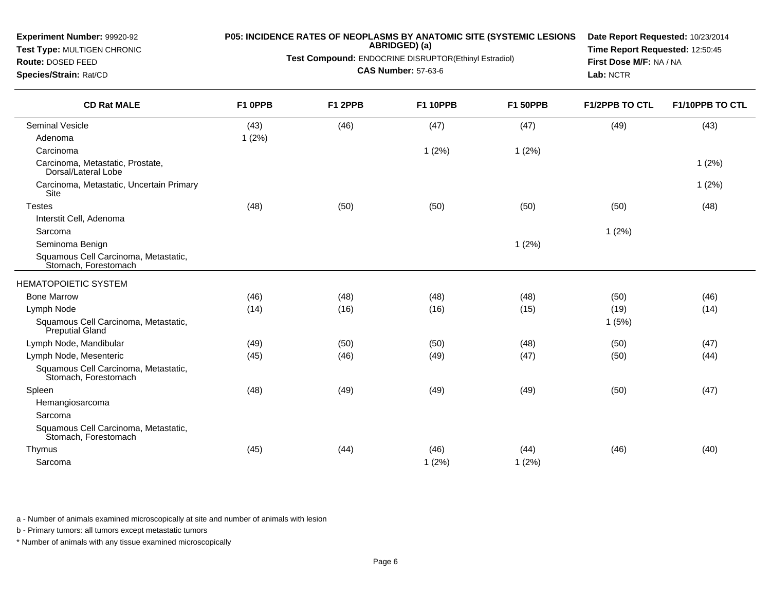**Experiment Number:** 99920-92
**Test Type:** MULTIGEN CHRONIC
**Route:** DOSED FEED
**Species/Strain:** Rat/CD

**P05: INCIDENCE RATES OF NEOPLASMS BY ANATOMIC SITE (SYSTEMIC LESIONS ABRIDGED) (a)**
**Test Compound:** ENDOCRINE DISRUPTOR(Ethinyl Estradiol)
**CAS Number:** 57-63-6

**Date Report Requested:** 10/23/2014
**Time Report Requested:** 12:50:45
**First Dose M/F:** NA / NA
**Lab:** NCTR

| CD Rat MALE | F1 0PPB | F1 2PPB | F1 10PPB | F1 50PPB | F1/2PPB TO CTL | F1/10PPB TO CTL |
|---|---|---|---|---|---|---|
| Seminal Vesicle | (43) | (46) | (47) | (47) | (49) | (43) |
| Adenoma | 1 (2%) | | | | | |
| Carcinoma | | | 1 (2%) | 1 (2%) | | |
| Carcinoma, Metastatic, Prostate, Dorsal/Lateral Lobe | | | | | | 1 (2%) |
| Carcinoma, Metastatic, Uncertain Primary Site | | | | | | 1 (2%) |
| Testes | (48) | (50) | (50) | (50) | (50) | (48) |
| Interstit Cell, Adenoma | | | | | | |
| Sarcoma | | | | | 1 (2%) | |
| Seminoma Benign | | | | 1 (2%) | | |
| Squamous Cell Carcinoma, Metastatic, Stomach, Forestomach | | | | | | |
| HEMATOPOIETIC SYSTEM | | | | | | |
| Bone Marrow | (46) | (48) | (48) | (48) | (50) | (46) |
| Lymph Node | (14) | (16) | (16) | (15) | (19) | (14) |
| Squamous Cell Carcinoma, Metastatic, Preputial Gland | | | | | 1 (5%) | |
| Lymph Node, Mandibular | (49) | (50) | (50) | (48) | (50) | (47) |
| Lymph Node, Mesenteric | (45) | (46) | (49) | (47) | (50) | (44) |
| Squamous Cell Carcinoma, Metastatic, Stomach, Forestomach | | | | | | |
| Spleen | (48) | (49) | (49) | (49) | (50) | (47) |
| Hemangiosarcoma | | | | | | |
| Sarcoma | | | | | | |
| Squamous Cell Carcinoma, Metastatic, Stomach, Forestomach | | | | | | |
| Thymus | (45) | (44) | (46) | (44) | (46) | (40) |
| Sarcoma | | | 1 (2%) | 1 (2%) | | |

a - Number of animals examined microscopically at site and number of animals with lesion

b - Primary tumors: all tumors except metastatic tumors

* Number of animals with any tissue examined microscopically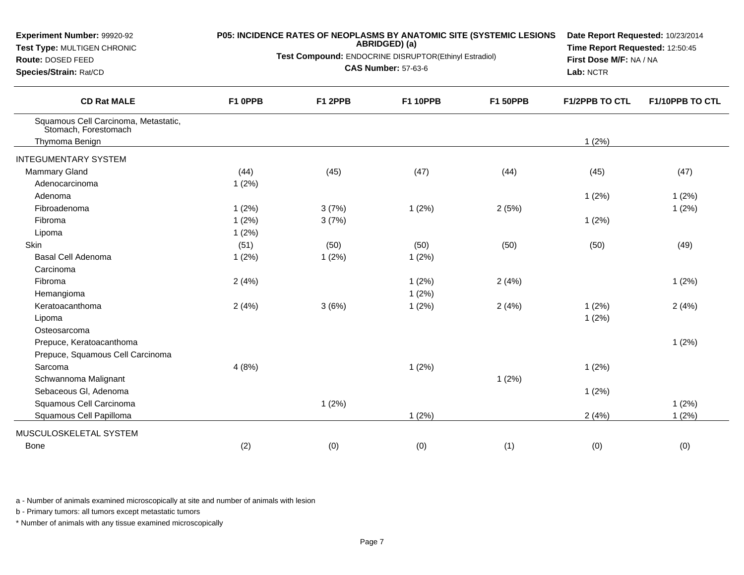**Experiment Number:** 99920-92
**Test Type:** MULTIGEN CHRONIC
**Route:** DOSED FEED
**Species/Strain:** Rat/CD

**P05: INCIDENCE RATES OF NEOPLASMS BY ANATOMIC SITE (SYSTEMIC LESIONS ABRIDGED) (a)**
**Test Compound:** ENDOCRINE DISRUPTOR(Ethinyl Estradiol)
**CAS Number:** 57-63-6

**Date Report Requested:** 10/23/2014
**Time Report Requested:** 12:50:45
**First Dose M/F:** NA / NA
**Lab:** NCTR

| CD Rat MALE | F1 0PPB | F1 2PPB | F1 10PPB | F1 50PPB | F1/2PPB TO CTL | F1/10PPB TO CTL |
|---|---|---|---|---|---|---|
| Squamous Cell Carcinoma, Metastatic, Stomach, Forestomach | | | | | | |
| Thymoma Benign | | | | | 1 (2%) | |
| INTEGUMENTARY SYSTEM | | | | | | |
| Mammary Gland | (44) | (45) | (47) | (44) | (45) | (47) |
| Adenocarcinoma | 1 (2%) | | | | | |
| Adenoma | | | | | 1 (2%) | 1 (2%) |
| Fibroadenoma | 1 (2%) | 3 (7%) | 1 (2%) | 2 (5%) | | 1 (2%) |
| Fibroma | 1 (2%) | 3 (7%) | | | 1 (2%) | |
| Lipoma | 1 (2%) | | | | | |
| Skin | (51) | (50) | (50) | (50) | (50) | (49) |
| Basal Cell Adenoma | 1 (2%) | 1 (2%) | 1 (2%) | | | |
| Carcinoma | | | | | | |
| Fibroma | 2 (4%) | | 1 (2%) | 2 (4%) | | 1 (2%) |
| Hemangioma | | | 1 (2%) | | | |
| Keratoacanthoma | 2 (4%) | 3 (6%) | 1 (2%) | 2 (4%) | 1 (2%) | 2 (4%) |
| Lipoma | | | | | 1 (2%) | |
| Osteosarcoma | | | | | | |
| Prepuce, Keratoacanthoma | | | | | | 1 (2%) |
| Prepuce, Squamous Cell Carcinoma | | | | | | |
| Sarcoma | 4 (8%) | | 1 (2%) | | 1 (2%) | |
| Schwannoma Malignant | | | | 1 (2%) | | |
| Sebaceous Gl, Adenoma | | | | | 1 (2%) | |
| Squamous Cell Carcinoma | | 1 (2%) | | | | 1 (2%) |
| Squamous Cell Papilloma | | | 1 (2%) | | 2 (4%) | 1 (2%) |
| MUSCULOSKELETAL SYSTEM | | | | | | |
| Bone | (2) | (0) | (0) | (1) | (0) | (0) |

a - Number of animals examined microscopically at site and number of animals with lesion

b - Primary tumors: all tumors except metastatic tumors

\* Number of animals with any tissue examined microscopically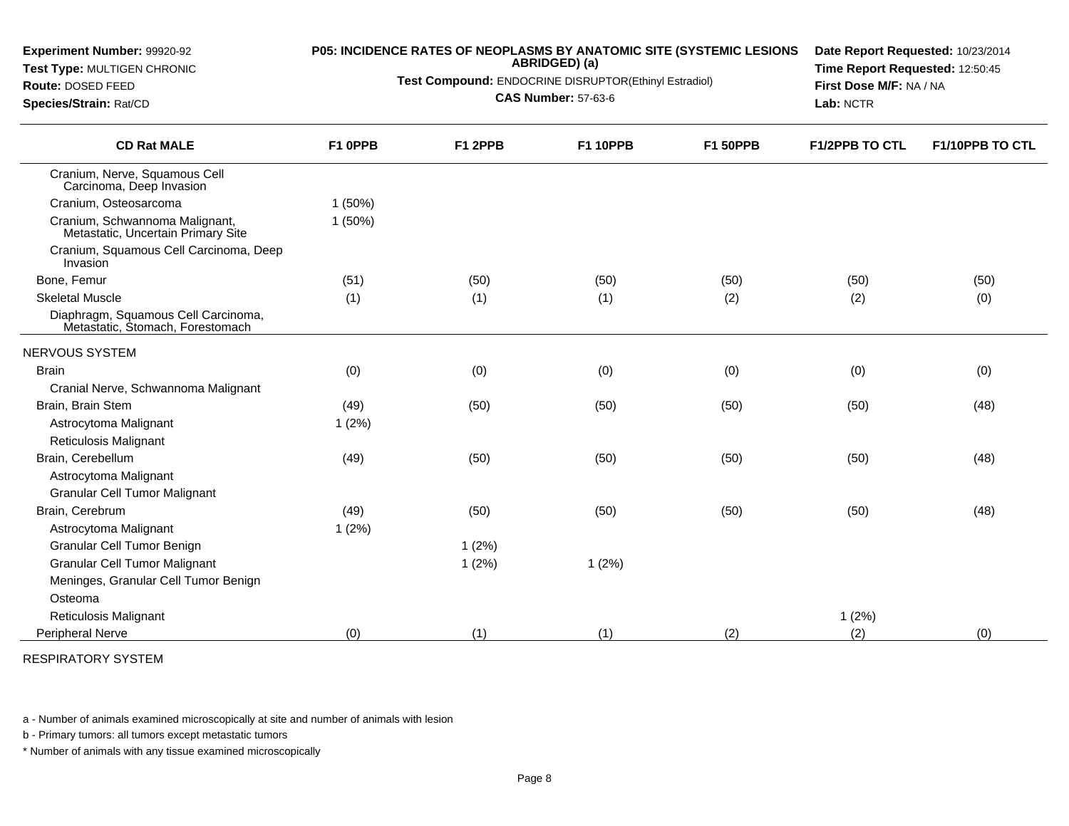**Experiment Number:** 99920-92
**Test Type:** MULTIGEN CHRONIC
**Route:** DOSED FEED
**Species/Strain:** Rat/CD

**P05: INCIDENCE RATES OF NEOPLASMS BY ANATOMIC SITE (SYSTEMIC LESIONS ABRIDGED) (a)**
**Test Compound:** ENDOCRINE DISRUPTOR(Ethinyl Estradiol)
**CAS Number:** 57-63-6

**Date Report Requested:** 10/23/2014
**Time Report Requested:** 12:50:45
**First Dose M/F:** NA / NA
**Lab:** NCTR

| CD Rat MALE | F1 0PPB | F1 2PPB | F1 10PPB | F1 50PPB | F1/2PPB TO CTL | F1/10PPB TO CTL |
|---|---|---|---|---|---|---|
| Cranium, Nerve, Squamous Cell Carcinoma, Deep Invasion | | | | | | |
| Cranium, Osteosarcoma | 1 (50%) | | | | | |
| Cranium, Schwannoma Malignant, Metastatic, Uncertain Primary Site | 1 (50%) | | | | | |
| Cranium, Squamous Cell Carcinoma, Deep Invasion | | | | | | |
| Bone, Femur | (51) | (50) | (50) | (50) | (50) | (50) |
| Skeletal Muscle | (1) | (1) | (1) | (2) | (2) | (0) |
| Diaphragm, Squamous Cell Carcinoma, Metastatic, Stomach, Forestomach | | | | | | |
| NERVOUS SYSTEM | | | | | | |
| Brain | (0) | (0) | (0) | (0) | (0) | (0) |
| Cranial Nerve, Schwannoma Malignant | | | | | | |
| Brain, Brain Stem | (49) | (50) | (50) | (50) | (50) | (48) |
| Astrocytoma Malignant | 1 (2%) | | | | | |
| Reticulosis Malignant | | | | | | |
| Brain, Cerebellum | (49) | (50) | (50) | (50) | (50) | (48) |
| Astrocytoma Malignant | | | | | | |
| Granular Cell Tumor Malignant | | | | | | |
| Brain, Cerebrum | (49) | (50) | (50) | (50) | (50) | (48) |
| Astrocytoma Malignant | 1 (2%) | | | | | |
| Granular Cell Tumor Benign | | 1 (2%) | | | | |
| Granular Cell Tumor Malignant | | 1 (2%) | 1 (2%) | | | |
| Meninges, Granular Cell Tumor Benign | | | | | | |
| Osteoma | | | | | | |
| Reticulosis Malignant | | | | | 1 (2%) | |
| Peripheral Nerve | (0) | (1) | (1) | (2) | (2) | (0) |
| RESPIRATORY SYSTEM | | | | | | |

a - Number of animals examined microscopically at site and number of animals with lesion

b - Primary tumors: all tumors except metastatic tumors

* Number of animals with any tissue examined microscopically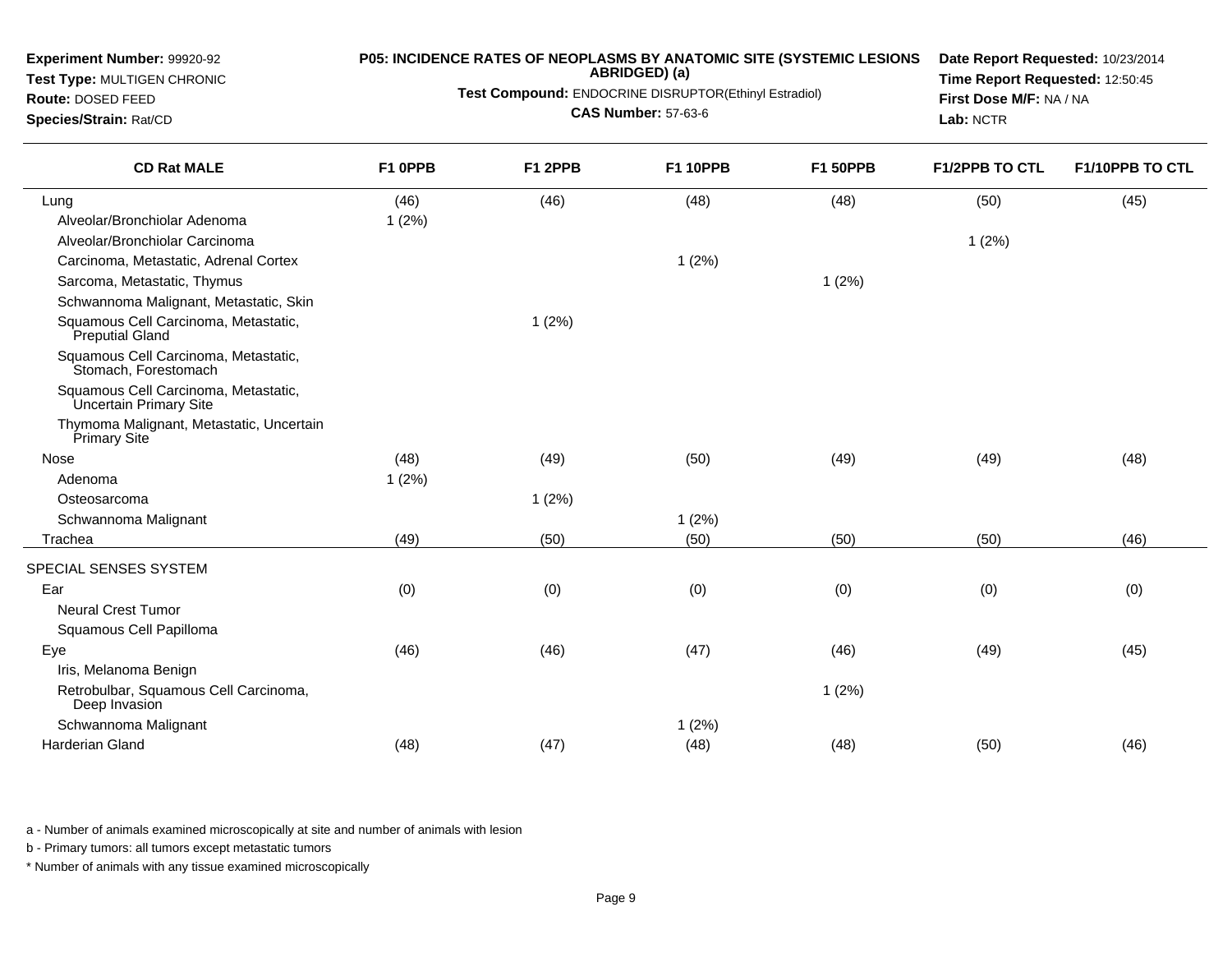**Experiment Number:** 99920-92
**Test Type:** MULTIGEN CHRONIC
**Route:** DOSED FEED
**Species/Strain:** Rat/CD

**P05: INCIDENCE RATES OF NEOPLASMS BY ANATOMIC SITE (SYSTEMIC LESIONS ABRIDGED) (a)**
**Test Compound:** ENDOCRINE DISRUPTOR(Ethinyl Estradiol)
**CAS Number:** 57-63-6

**Date Report Requested:** 10/23/2014
**Time Report Requested:** 12:50:45
**First Dose M/F:** NA / NA
**Lab:** NCTR

| CD Rat MALE | F1 0PPB | F1 2PPB | F1 10PPB | F1 50PPB | F1/2PPB TO CTL | F1/10PPB TO CTL |
|---|---|---|---|---|---|---|
| Lung | (46) | (46) | (48) | (48) | (50) | (45) |
| Alveolar/Bronchiolar Adenoma | 1 (2%) | | | | | |
| Alveolar/Bronchiolar Carcinoma | | | | | 1 (2%) | |
| Carcinoma, Metastatic, Adrenal Cortex | | | 1 (2%) | | | |
| Sarcoma, Metastatic, Thymus | | | | 1 (2%) | | |
| Schwannoma Malignant, Metastatic, Skin | | | | | | |
| Squamous Cell Carcinoma, Metastatic, Preputial Gland | | 1 (2%) | | | | |
| Squamous Cell Carcinoma, Metastatic, Stomach, Forestomach | | | | | | |
| Squamous Cell Carcinoma, Metastatic, Uncertain Primary Site | | | | | | |
| Thymoma Malignant, Metastatic, Uncertain Primary Site | | | | | | |
| Nose | (48) | (49) | (50) | (49) | (49) | (48) |
| Adenoma | 1 (2%) | | | | | |
| Osteosarcoma | | 1 (2%) | | | | |
| Schwannoma Malignant | | | 1 (2%) | | | |
| Trachea | (49) | (50) | (50) | (50) | (50) | (46) |
| SPECIAL SENSES SYSTEM | | | | | | |
| Ear | (0) | (0) | (0) | (0) | (0) | (0) |
| Neural Crest Tumor | | | | | | |
| Squamous Cell Papilloma | | | | | | |
| Eye | (46) | (46) | (47) | (46) | (49) | (45) |
| Iris, Melanoma Benign | | | | | | |
| Retrobulbar, Squamous Cell Carcinoma, Deep Invasion | | | | 1 (2%) | | |
| Schwannoma Malignant | | | 1 (2%) | | | |
| Harderian Gland | (48) | (47) | (48) | (48) | (50) | (46) |

a - Number of animals examined microscopically at site and number of animals with lesion

b - Primary tumors: all tumors except metastatic tumors

* Number of animals with any tissue examined microscopically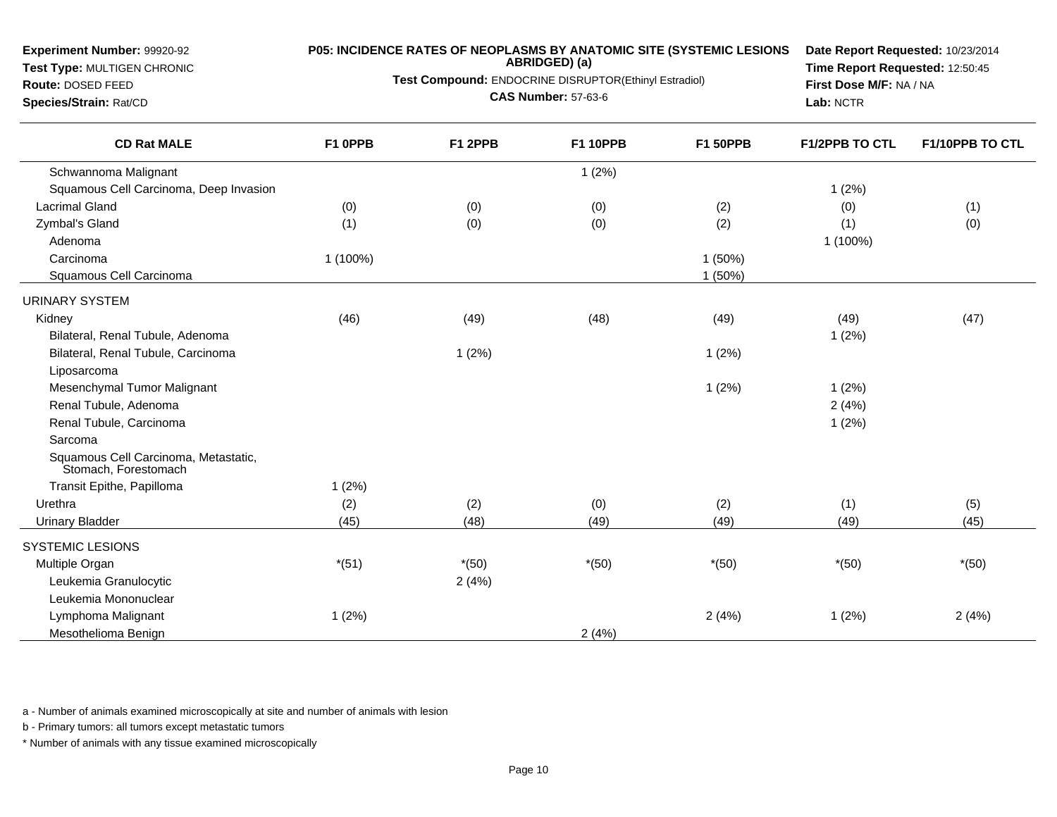**Experiment Number:** 99920-92
**Test Type:** MULTIGEN CHRONIC
**Route:** DOSED FEED
**Species/Strain:** Rat/CD

**P05: INCIDENCE RATES OF NEOPLASMS BY ANATOMIC SITE (SYSTEMIC LESIONS ABRIDGED) (a)**
**Test Compound:** ENDOCRINE DISRUPTOR(Ethinyl Estradiol)
**CAS Number:** 57-63-6

**Date Report Requested:** 10/23/2014
**Time Report Requested:** 12:50:45
**First Dose M/F:** NA / NA
**Lab:** NCTR

| CD Rat MALE | F1 0PPB | F1 2PPB | F1 10PPB | F1 50PPB | F1/2PPB TO CTL | F1/10PPB TO CTL |
|---|---|---|---|---|---|---|
| Schwannoma Malignant | | | 1 (2%) | | | |
| Squamous Cell Carcinoma, Deep Invasion | | | | | 1 (2%) | |
| Lacrimal Gland | (0) | (0) | (0) | (2) | (0) | (1) |
| Zymbal's Gland | (1) | (0) | (0) | (2) | (1) | (0) |
| Adenoma | | | | | 1 (100%) | |
| Carcinoma | 1 (100%) | | | 1 (50%) | | |
| Squamous Cell Carcinoma | | | | 1 (50%) | | |
| URINARY SYSTEM | | | | | | |
| Kidney | (46) | (49) | (48) | (49) | (49) | (47) |
| Bilateral, Renal Tubule, Adenoma | | | | | 1 (2%) | |
| Bilateral, Renal Tubule, Carcinoma | | 1 (2%) | | 1 (2%) | | |
| Liposarcoma | | | | | | |
| Mesenchymal Tumor Malignant | | | | 1 (2%) | 1 (2%) | |
| Renal Tubule, Adenoma | | | | | 2 (4%) | |
| Renal Tubule, Carcinoma | | | | | 1 (2%) | |
| Sarcoma | | | | | | |
| Squamous Cell Carcinoma, Metastatic, Stomach, Forestomach | | | | | | |
| Transit Epithe, Papilloma | 1 (2%) | | | | | |
| Urethra | (2) | (2) | (0) | (2) | (1) | (5) |
| Urinary Bladder | (45) | (48) | (49) | (49) | (49) | (45) |
| SYSTEMIC LESIONS | | | | | | |
| Multiple Organ | *(51) | *(50) | *(50) | *(50) | *(50) | *(50) |
| Leukemia Granulocytic | | 2 (4%) | | | | |
| Leukemia Mononuclear | | | | | | |
| Lymphoma Malignant | 1 (2%) | | | 2 (4%) | 1 (2%) | 2 (4%) |
| Mesothelioma Benign | | | 2 (4%) | | | |

a - Number of animals examined microscopically at site and number of animals with lesion

b - Primary tumors: all tumors except metastatic tumors

* Number of animals with any tissue examined microscopically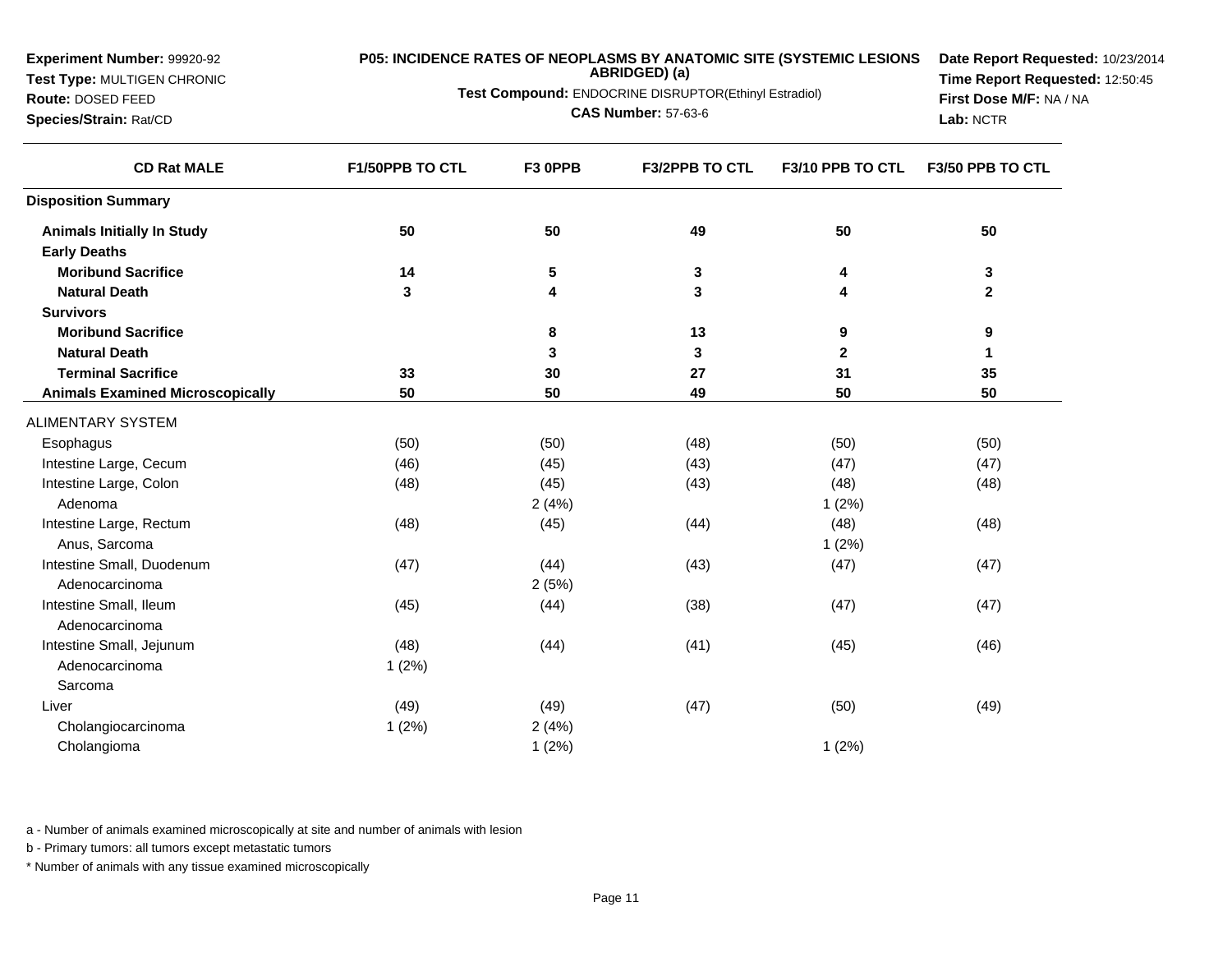**Experiment Number:** 99920-92
**Test Type:** MULTIGEN CHRONIC
**Route:** DOSED FEED
**Species/Strain:** Rat/CD

**P05: INCIDENCE RATES OF NEOPLASMS BY ANATOMIC SITE (SYSTEMIC LESIONS ABRIDGED) (a)**
**Test Compound:** ENDOCRINE DISRUPTOR(Ethinyl Estradiol)
**CAS Number:** 57-63-6

**Date Report Requested:** 10/23/2014
**Time Report Requested:** 12:50:45
**First Dose M/F:** NA / NA
**Lab:** NCTR

| CD Rat MALE | F1/50PPB TO CTL | F3 0PPB | F3/2PPB TO CTL | F3/10 PPB TO CTL | F3/50 PPB TO CTL |
|---|---|---|---|---|---|
| **Disposition Summary** | | | | | |
| **Animals Initially In Study** | **50** | **50** | **49** | **50** | **50** |
| **Early Deaths** | | | | | |
| **Moribund Sacrifice** | **14** | **5** | **3** | **4** | **3** |
| **Natural Death** | **3** | **4** | **3** | **4** | **2** |
| **Survivors** | | | | | |
| **Moribund Sacrifice** | | **8** | **13** | **9** | **9** |
| **Natural Death** | | **3** | **3** | **2** | **1** |
| **Terminal Sacrifice** | **33** | **30** | **27** | **31** | **35** |
| **Animals Examined Microscopically** | **50** | **50** | **49** | **50** | **50** |
| ALIMENTARY SYSTEM | | | | | |
| Esophagus | (50) | (50) | (48) | (50) | (50) |
| Intestine Large, Cecum | (46) | (45) | (43) | (47) | (47) |
| Intestine Large, Colon | (48) | (45) | (43) | (48) | (48) |
| Adenoma | | 2 (4%) | | 1 (2%) | |
| Intestine Large, Rectum | (48) | (45) | (44) | (48) | (48) |
| Anus, Sarcoma | | | | 1 (2%) | |
| Intestine Small, Duodenum | (47) | (44) | (43) | (47) | (47) |
| Adenocarcinoma | | 2 (5%) | | | |
| Intestine Small, Ileum | (45) | (44) | (38) | (47) | (47) |
| Adenocarcinoma | | | | | |
| Intestine Small, Jejunum | (48) | (44) | (41) | (45) | (46) |
| Adenocarcinoma | 1 (2%) | | | | |
| Sarcoma | | | | | |
| Liver | (49) | (49) | (47) | (50) | (49) |
| Cholangiocarcinoma | 1 (2%) | 2 (4%) | | | |
| Cholangioma | | 1 (2%) | | 1 (2%) | |

a - Number of animals examined microscopically at site and number of animals with lesion

b - Primary tumors: all tumors except metastatic tumors

* Number of animals with any tissue examined microscopically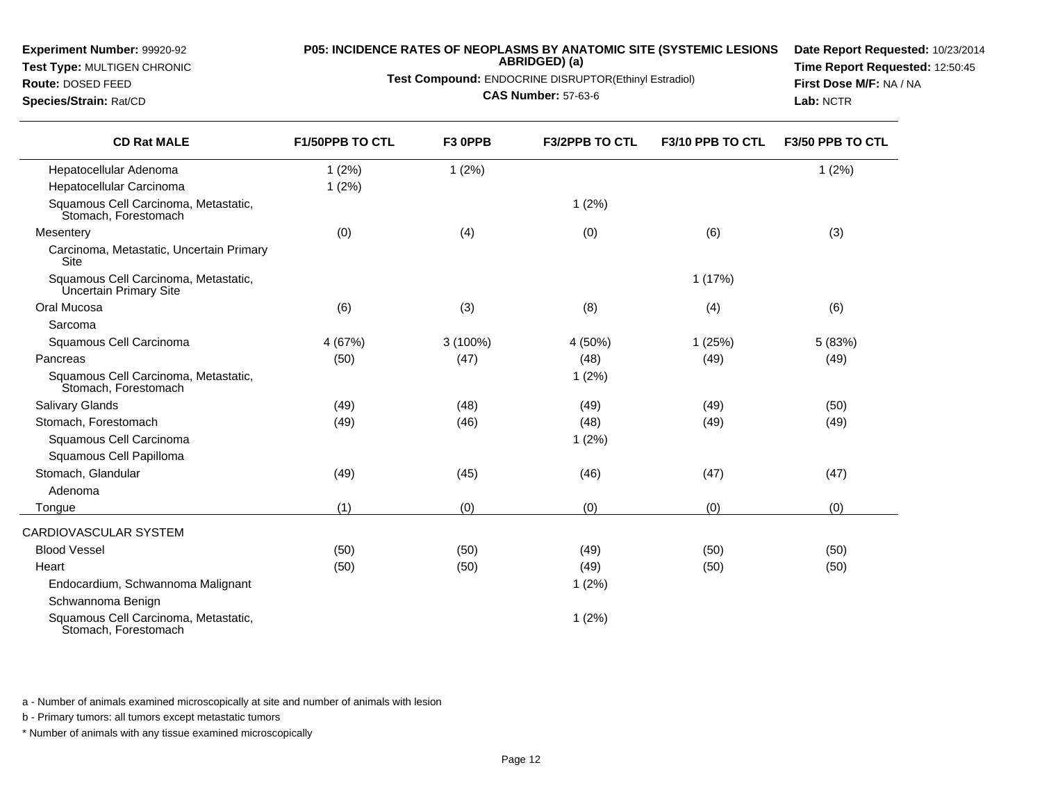**Experiment Number:** 99920-92
**Test Type:** MULTIGEN CHRONIC
**Route:** DOSED FEED
**Species/Strain:** Rat/CD

**P05: INCIDENCE RATES OF NEOPLASMS BY ANATOMIC SITE (SYSTEMIC LESIONS ABRIDGED) (a)**
**Test Compound:** ENDOCRINE DISRUPTOR(Ethinyl Estradiol)
**CAS Number:** 57-63-6

**Date Report Requested:** 10/23/2014
**Time Report Requested:** 12:50:45
**First Dose M/F:** NA / NA
**Lab:** NCTR

| CD Rat MALE | F1/50PPB TO CTL | F3 0PPB | F3/2PPB TO CTL | F3/10 PPB TO CTL | F3/50 PPB TO CTL |
|---|---|---|---|---|---|
| Hepatocellular Adenoma | 1 (2%) | 1 (2%) | | | 1 (2%) |
| Hepatocellular Carcinoma | 1 (2%) | | | | |
| Squamous Cell Carcinoma, Metastatic, Stomach, Forestomach | | | 1 (2%) | | |
| Mesentery | (0) | (4) | (0) | (6) | (3) |
| Carcinoma, Metastatic, Uncertain Primary Site | | | | | |
| Squamous Cell Carcinoma, Metastatic, Uncertain Primary Site | | | | 1 (17%) | |
| Oral Mucosa | (6) | (3) | (8) | (4) | (6) |
| Sarcoma | | | | | |
| Squamous Cell Carcinoma | 4 (67%) | 3 (100%) | 4 (50%) | 1 (25%) | 5 (83%) |
| Pancreas | (50) | (47) | (48) | (49) | (49) |
| Squamous Cell Carcinoma, Metastatic, Stomach, Forestomach | | | 1 (2%) | | |
| Salivary Glands | (49) | (48) | (49) | (49) | (50) |
| Stomach, Forestomach | (49) | (46) | (48) | (49) | (49) |
| Squamous Cell Carcinoma | | | 1 (2%) | | |
| Squamous Cell Papilloma | | | | | |
| Stomach, Glandular | (49) | (45) | (46) | (47) | (47) |
| Adenoma | | | | | |
| Tongue | (1) | (0) | (0) | (0) | (0) |
| CARDIOVASCULAR SYSTEM | | | | | |
| Blood Vessel | (50) | (50) | (49) | (50) | (50) |
| Heart | (50) | (50) | (49) | (50) | (50) |
| Endocardium, Schwannoma Malignant | | | 1 (2%) | | |
| Schwannoma Benign | | | | | |
| Squamous Cell Carcinoma, Metastatic, Stomach, Forestomach | | | 1 (2%) | | |

a - Number of animals examined microscopically at site and number of animals with lesion

b - Primary tumors: all tumors except metastatic tumors

* Number of animals with any tissue examined microscopically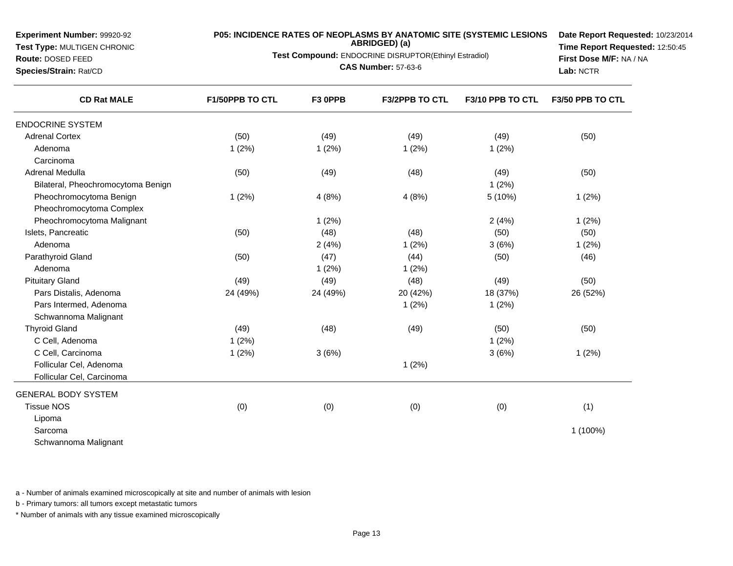**Experiment Number:** 99920-92
**Test Type:** MULTIGEN CHRONIC
**Route:** DOSED FEED
**Species/Strain:** Rat/CD

**P05: INCIDENCE RATES OF NEOPLASMS BY ANATOMIC SITE (SYSTEMIC LESIONS ABRIDGED) (a)**
**Test Compound:** ENDOCRINE DISRUPTOR(Ethinyl Estradiol)
**CAS Number:** 57-63-6

**Date Report Requested:** 10/23/2014
**Time Report Requested:** 12:50:45
**First Dose M/F:** NA / NA
**Lab:** NCTR

| CD Rat MALE | F1/50PPB TO CTL | F3 0PPB | F3/2PPB TO CTL | F3/10 PPB TO CTL | F3/50 PPB TO CTL |
|---|---|---|---|---|---|
| ENDOCRINE SYSTEM | | | | | |
| Adrenal Cortex | (50) | (49) | (49) | (49) | (50) |
| Adenoma | 1 (2%) | 1 (2%) | 1 (2%) | 1 (2%) | |
| Carcinoma | | | | | |
| Adrenal Medulla | (50) | (49) | (48) | (49) | (50) |
| Bilateral, Pheochromocytoma Benign | | | | 1 (2%) | |
| Pheochromocytoma Benign | 1 (2%) | 4 (8%) | 4 (8%) | 5 (10%) | 1 (2%) |
| Pheochromocytoma Complex | | | | | |
| Pheochromocytoma Malignant | | 1 (2%) | | 2 (4%) | 1 (2%) |
| Islets, Pancreatic | (50) | (48) | (48) | (50) | (50) |
| Adenoma | | 2 (4%) | 1 (2%) | 3 (6%) | 1 (2%) |
| Parathyroid Gland | (50) | (47) | (44) | (50) | (46) |
| Adenoma | | 1 (2%) | 1 (2%) | | |
| Pituitary Gland | (49) | (49) | (48) | (49) | (50) |
| Pars Distalis, Adenoma | 24 (49%) | 24 (49%) | 20 (42%) | 18 (37%) | 26 (52%) |
| Pars Intermed, Adenoma | | | 1 (2%) | 1 (2%) | |
| Schwannoma Malignant | | | | | |
| Thyroid Gland | (49) | (48) | (49) | (50) | (50) |
| C Cell, Adenoma | 1 (2%) | | | 1 (2%) | |
| C Cell, Carcinoma | 1 (2%) | 3 (6%) | | 3 (6%) | 1 (2%) |
| Follicular Cel, Adenoma | | | 1 (2%) | | |
| Follicular Cel, Carcinoma | | | | | |
| GENERAL BODY SYSTEM | | | | | |
| Tissue NOS | (0) | (0) | (0) | (0) | (1) |
| Lipoma | | | | | |
| Sarcoma | | | | | 1 (100%) |
| Schwannoma Malignant | | | | | |

a - Number of animals examined microscopically at site and number of animals with lesion

b - Primary tumors: all tumors except metastatic tumors

* Number of animals with any tissue examined microscopically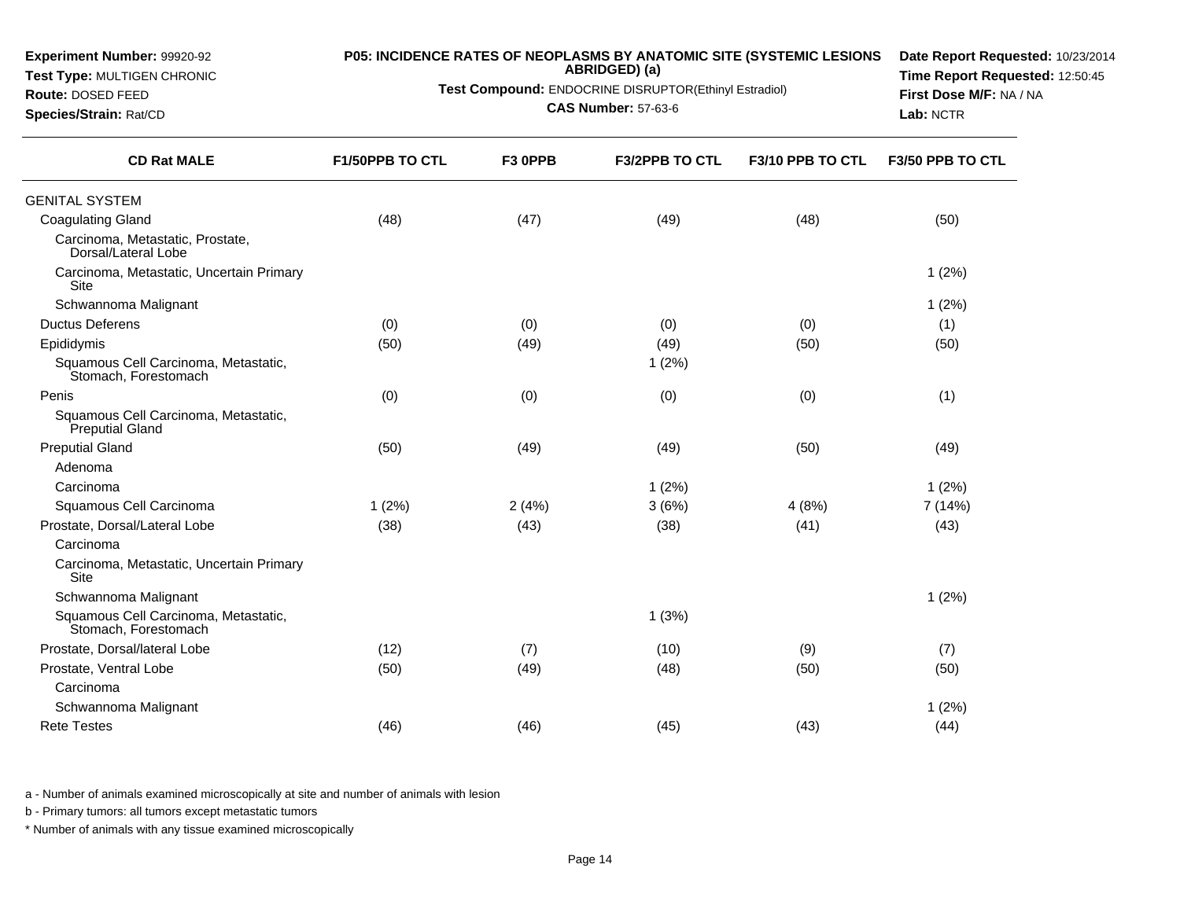**Experiment Number:** 99920-92
**Test Type:** MULTIGEN CHRONIC
**Route:** DOSED FEED
**Species/Strain:** Rat/CD

**P05: INCIDENCE RATES OF NEOPLASMS BY ANATOMIC SITE (SYSTEMIC LESIONS ABRIDGED) (a)**
**Test Compound:** ENDOCRINE DISRUPTOR(Ethinyl Estradiol)
**CAS Number:** 57-63-6

**Date Report Requested:** 10/23/2014
**Time Report Requested:** 12:50:45
**First Dose M/F:** NA / NA
**Lab:** NCTR

| CD Rat MALE | F1/50PPB TO CTL | F3 0PPB | F3/2PPB TO CTL | F3/10 PPB TO CTL | F3/50 PPB TO CTL |
|---|---|---|---|---|---|
| GENITAL SYSTEM | | | | | |
| Coagulating Gland | (48) | (47) | (49) | (48) | (50) |
| Carcinoma, Metastatic, Prostate, Dorsal/Lateral Lobe | | | | | |
| Carcinoma, Metastatic, Uncertain Primary Site | | | | | 1 (2%) |
| Schwannoma Malignant | | | | | 1 (2%) |
| Ductus Deferens | (0) | (0) | (0) | (0) | (1) |
| Epididymis | (50) | (49) | (49) | (50) | (50) |
| Squamous Cell Carcinoma, Metastatic, Stomach, Forestomach | | | 1 (2%) | | |
| Penis | (0) | (0) | (0) | (0) | (1) |
| Squamous Cell Carcinoma, Metastatic, Preputial Gland | | | | | |
| Preputial Gland | (50) | (49) | (49) | (50) | (49) |
| Adenoma | | | | | |
| Carcinoma | | | 1 (2%) | | 1 (2%) |
| Squamous Cell Carcinoma | 1 (2%) | 2 (4%) | 3 (6%) | 4 (8%) | 7 (14%) |
| Prostate, Dorsal/Lateral Lobe | (38) | (43) | (38) | (41) | (43) |
| Carcinoma | | | | | |
| Carcinoma, Metastatic, Uncertain Primary Site | | | | | |
| Schwannoma Malignant | | | | | 1 (2%) |
| Squamous Cell Carcinoma, Metastatic, Stomach, Forestomach | | | 1 (3%) | | |
| Prostate, Dorsal/lateral Lobe | (12) | (7) | (10) | (9) | (7) |
| Prostate, Ventral Lobe | (50) | (49) | (48) | (50) | (50) |
| Carcinoma | | | | | |
| Schwannoma Malignant | | | | | 1 (2%) |
| Rete Testes | (46) | (46) | (45) | (43) | (44) |

a - Number of animals examined microscopically at site and number of animals with lesion

b - Primary tumors: all tumors except metastatic tumors

* Number of animals with any tissue examined microscopically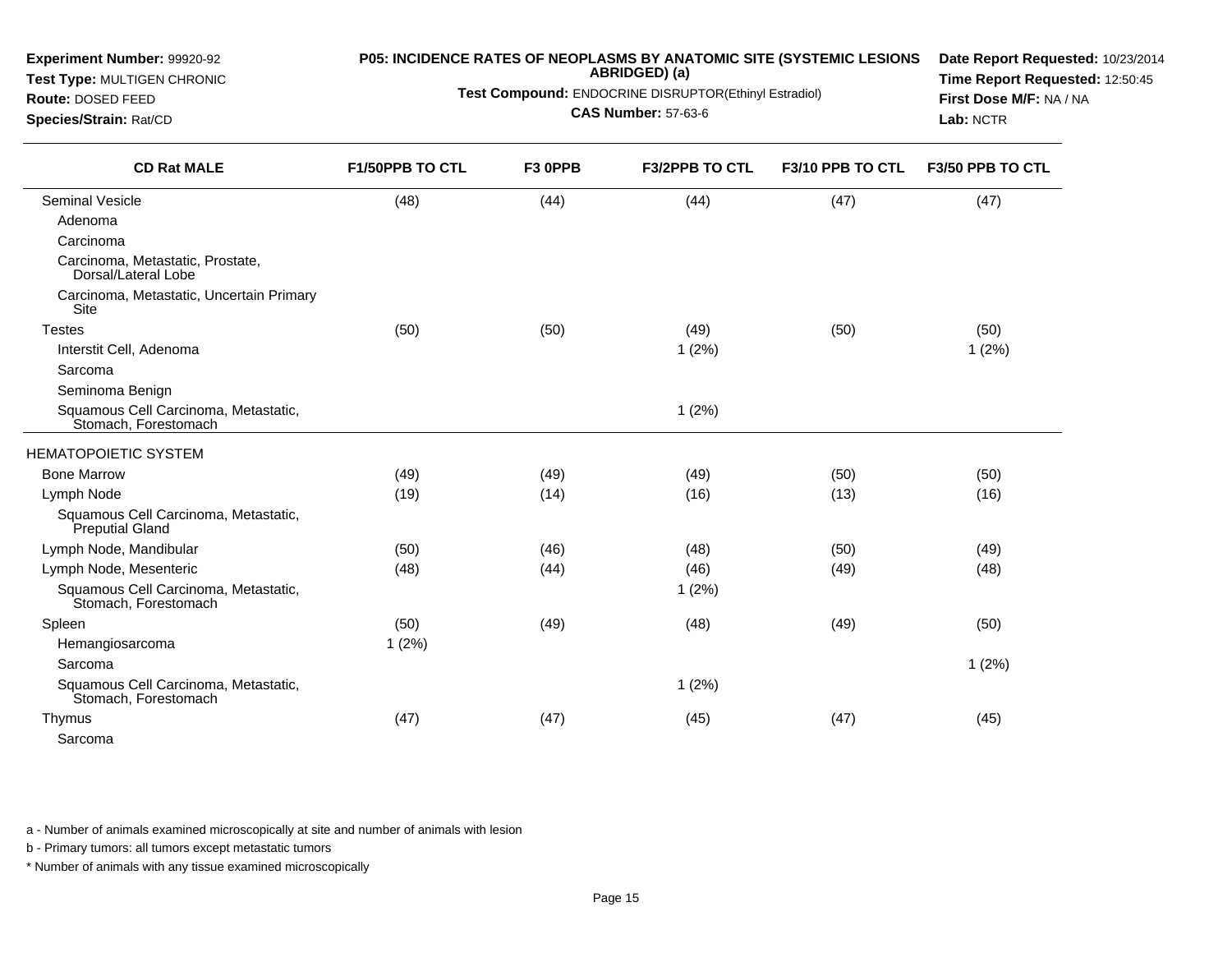**Experiment Number:** 99920-92
**Test Type:** MULTIGEN CHRONIC
**Route:** DOSED FEED
**Species/Strain:** Rat/CD

**P05: INCIDENCE RATES OF NEOPLASMS BY ANATOMIC SITE (SYSTEMIC LESIONS ABRIDGED) (a)**
**Test Compound:** ENDOCRINE DISRUPTOR(Ethinyl Estradiol)
**CAS Number:** 57-63-6

**Date Report Requested:** 10/23/2014
**Time Report Requested:** 12:50:45
**First Dose M/F:** NA / NA
**Lab:** NCTR

| CD Rat MALE | F1/50PPB TO CTL | F3 0PPB | F3/2PPB TO CTL | F3/10 PPB TO CTL | F3/50 PPB TO CTL |
|---|---|---|---|---|---|
| Seminal Vesicle | (48) | (44) | (44) | (47) | (47) |
| Adenoma | | | | | |
| Carcinoma | | | | | |
| Carcinoma, Metastatic, Prostate, Dorsal/Lateral Lobe | | | | | |
| Carcinoma, Metastatic, Uncertain Primary Site | | | | | |
| Testes | (50) | (50) | (49) | (50) | (50) |
| Interstit Cell, Adenoma | | | 1 (2%) | | 1 (2%) |
| Sarcoma | | | | | |
| Seminoma Benign | | | | | |
| Squamous Cell Carcinoma, Metastatic, Stomach, Forestomach | | | 1 (2%) | | |
| HEMATOPOIETIC SYSTEM | | | | | |
| Bone Marrow | (49) | (49) | (49) | (50) | (50) |
| Lymph Node | (19) | (14) | (16) | (13) | (16) |
| Squamous Cell Carcinoma, Metastatic, Preputial Gland | | | | | |
| Lymph Node, Mandibular | (50) | (46) | (48) | (50) | (49) |
| Lymph Node, Mesenteric | (48) | (44) | (46) | (49) | (48) |
| Squamous Cell Carcinoma, Metastatic, Stomach, Forestomach | | | 1 (2%) | | |
| Spleen | (50) | (49) | (48) | (49) | (50) |
| Hemangiosarcoma | 1 (2%) | | | | |
| Sarcoma | | | | | 1 (2%) |
| Squamous Cell Carcinoma, Metastatic, Stomach, Forestomach | | | 1 (2%) | | |
| Thymus | (47) | (47) | (45) | (47) | (45) |
| Sarcoma | | | | | |

a - Number of animals examined microscopically at site and number of animals with lesion

b - Primary tumors: all tumors except metastatic tumors

* Number of animals with any tissue examined microscopically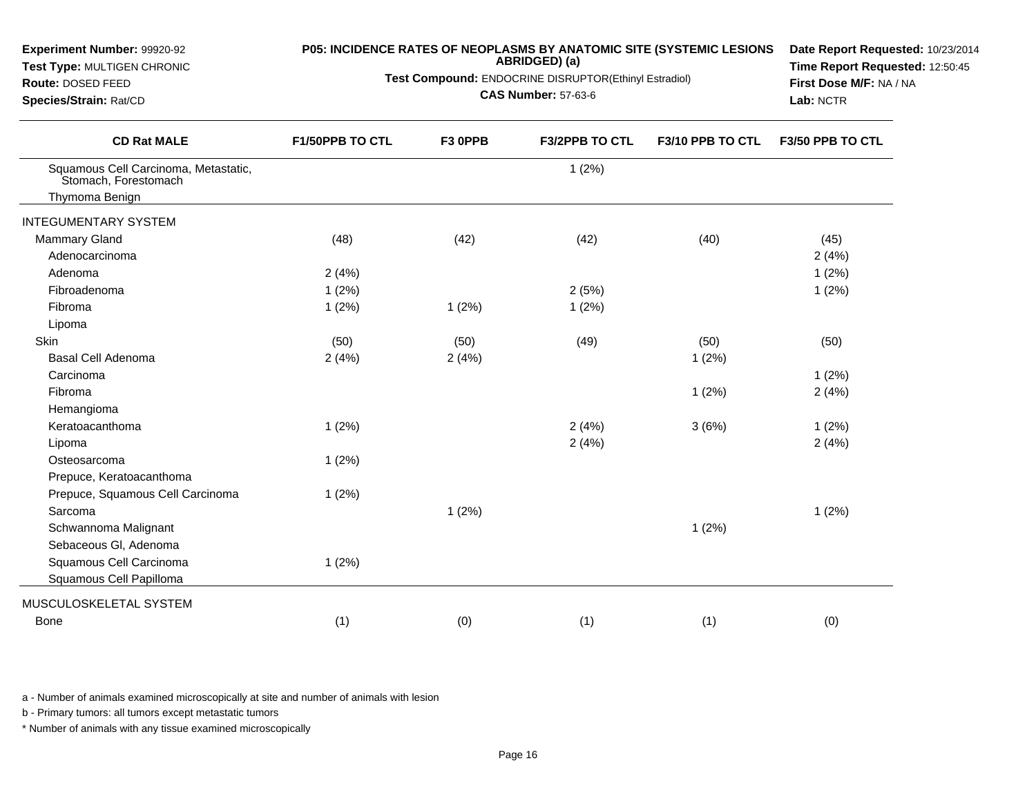**Experiment Number:** 99920-92
**Test Type:** MULTIGEN CHRONIC
**Route:** DOSED FEED
**Species/Strain:** Rat/CD

**P05: INCIDENCE RATES OF NEOPLASMS BY ANATOMIC SITE (SYSTEMIC LESIONS ABRIDGED) (a)**
**Test Compound:** ENDOCRINE DISRUPTOR(Ethinyl Estradiol)
**CAS Number:** 57-63-6

**Date Report Requested:** 10/23/2014
**Time Report Requested:** 12:50:45
**First Dose M/F:** NA / NA
**Lab:** NCTR

| CD Rat MALE | F1/50PPB TO CTL | F3 0PPB | F3/2PPB TO CTL | F3/10 PPB TO CTL | F3/50 PPB TO CTL |
|---|---|---|---|---|---|
| Squamous Cell Carcinoma, Metastatic, Stomach, Forestomach | | | 1 (2%) | | |
| Thymoma Benign | | | | | |
| INTEGUMENTARY SYSTEM | | | | | |
| Mammary Gland | (48) | (42) | (42) | (40) | (45) |
| Adenocarcinoma | | | | | 2 (4%) |
| Adenoma | 2 (4%) | | | | 1 (2%) |
| Fibroadenoma | 1 (2%) | | 2 (5%) | | 1 (2%) |
| Fibroma | 1 (2%) | 1 (2%) | 1 (2%) | | |
| Lipoma | | | | | |
| Skin | (50) | (50) | (49) | (50) | (50) |
| Basal Cell Adenoma | 2 (4%) | 2 (4%) | | 1 (2%) | |
| Carcinoma | | | | | 1 (2%) |
| Fibroma | | | | 1 (2%) | 2 (4%) |
| Hemangioma | | | | | |
| Keratoacanthoma | 1 (2%) | | 2 (4%) | 3 (6%) | 1 (2%) |
| Lipoma | | | 2 (4%) | | 2 (4%) |
| Osteosarcoma | 1 (2%) | | | | |
| Prepuce, Keratoacanthoma | | | | | |
| Prepuce, Squamous Cell Carcinoma | 1 (2%) | | | | |
| Sarcoma | | 1 (2%) | | | 1 (2%) |
| Schwannoma Malignant | | | | 1 (2%) | |
| Sebaceous Gl, Adenoma | | | | | |
| Squamous Cell Carcinoma | 1 (2%) | | | | |
| Squamous Cell Papilloma | | | | | |
| MUSCULOSKELETAL SYSTEM | | | | | |
| Bone | (1) | (0) | (1) | (1) | (0) |

a - Number of animals examined microscopically at site and number of animals with lesion

b - Primary tumors: all tumors except metastatic tumors

* Number of animals with any tissue examined microscopically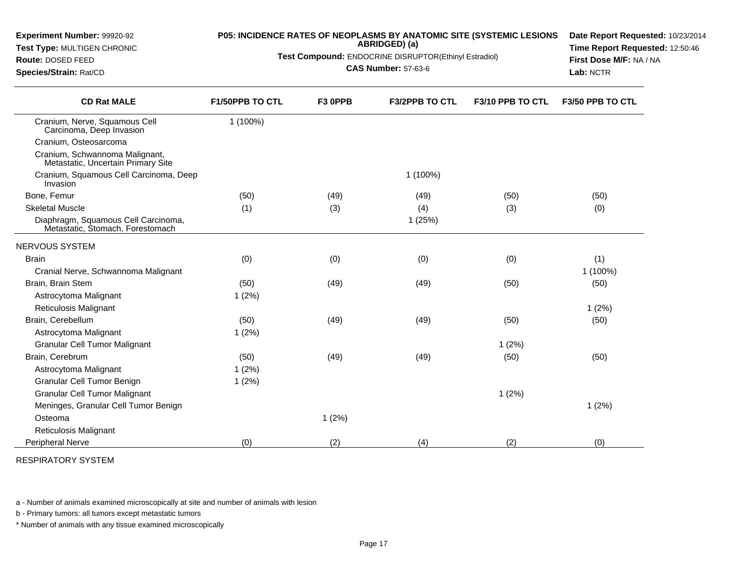**Experiment Number:** 99920-92
**Test Type:** MULTIGEN CHRONIC
**Route:** DOSED FEED
**Species/Strain:** Rat/CD

**P05: INCIDENCE RATES OF NEOPLASMS BY ANATOMIC SITE (SYSTEMIC LESIONS ABRIDGED) (a)**
**Test Compound:** ENDOCRINE DISRUPTOR(Ethinyl Estradiol)
**CAS Number:** 57-63-6

**Date Report Requested:** 10/23/2014
**Time Report Requested:** 12:50:46
**First Dose M/F:** NA / NA
**Lab:** NCTR

| CD Rat MALE | F1/50PPB TO CTL | F3 0PPB | F3/2PPB TO CTL | F3/10 PPB TO CTL | F3/50 PPB TO CTL |
|---|---|---|---|---|---|
| Cranium, Nerve, Squamous Cell Carcinoma, Deep Invasion | 1 (100%) | | | | |
| Cranium, Osteosarcoma | | | | | |
| Cranium, Schwannoma Malignant, Metastatic, Uncertain Primary Site | | | | | |
| Cranium, Squamous Cell Carcinoma, Deep Invasion | | | 1 (100%) | | |
| Bone, Femur | (50) | (49) | (49) | (50) | (50) |
| Skeletal Muscle | (1) | (3) | (4) | (3) | (0) |
| Diaphragm, Squamous Cell Carcinoma, Metastatic, Stomach, Forestomach | | | 1 (25%) | | |
| NERVOUS SYSTEM | | | | | |
| Brain | (0) | (0) | (0) | (0) | (1) |
| Cranial Nerve, Schwannoma Malignant | | | | | 1 (100%) |
| Brain, Brain Stem | (50) | (49) | (49) | (50) | (50) |
| Astrocytoma Malignant | 1 (2%) | | | | |
| Reticulosis Malignant | | | | | 1 (2%) |
| Brain, Cerebellum | (50) | (49) | (49) | (50) | (50) |
| Astrocytoma Malignant | 1 (2%) | | | | |
| Granular Cell Tumor Malignant | | | | 1 (2%) | |
| Brain, Cerebrum | (50) | (49) | (49) | (50) | (50) |
| Astrocytoma Malignant | 1 (2%) | | | | |
| Granular Cell Tumor Benign | 1 (2%) | | | | |
| Granular Cell Tumor Malignant | | | | 1 (2%) | |
| Meninges, Granular Cell Tumor Benign | | | | | 1 (2%) |
| Osteoma | | 1 (2%) | | | |
| Reticulosis Malignant | | | | | |
| Peripheral Nerve | (0) | (2) | (4) | (2) | (0) |
| RESPIRATORY SYSTEM | | | | | |

a - Number of animals examined microscopically at site and number of animals with lesion

b - Primary tumors: all tumors except metastatic tumors

* Number of animals with any tissue examined microscopically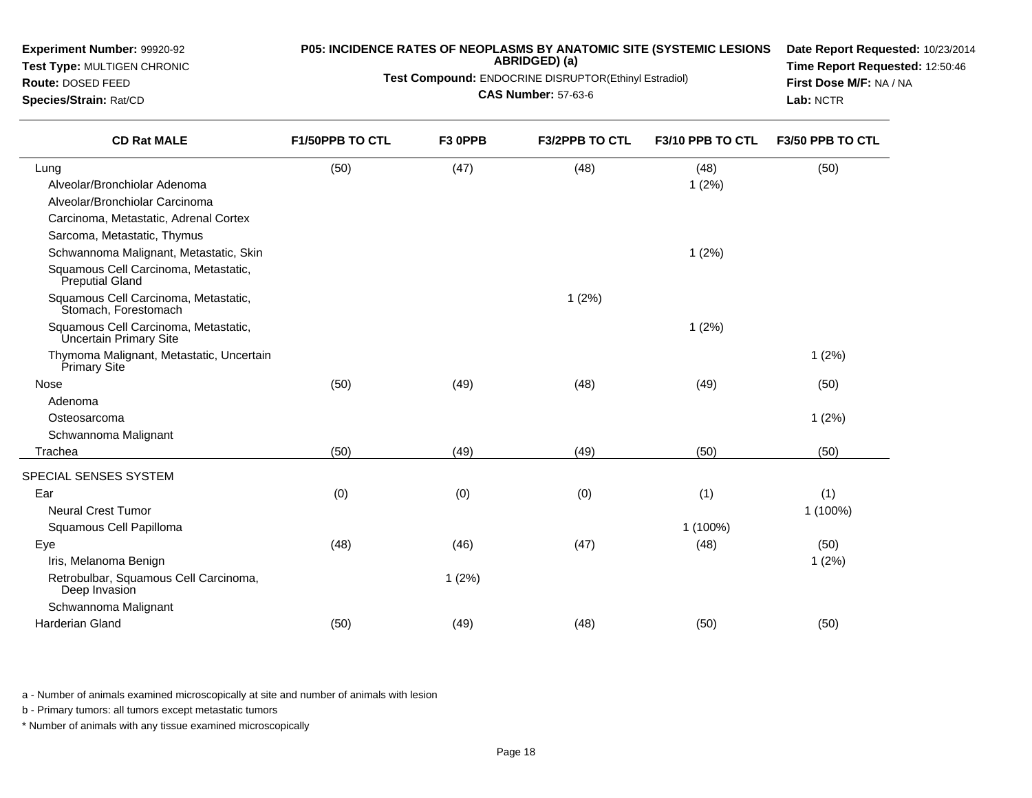**Experiment Number:** 99920-92
**Test Type:** MULTIGEN CHRONIC
**Route:** DOSED FEED
**Species/Strain:** Rat/CD

**P05: INCIDENCE RATES OF NEOPLASMS BY ANATOMIC SITE (SYSTEMIC LESIONS ABRIDGED) (a)**

**Test Compound:** ENDOCRINE DISRUPTOR(Ethinyl Estradiol)

**CAS Number:** 57-63-6

**Date Report Requested:** 10/23/2014
**Time Report Requested:** 12:50:46
**First Dose M/F:** NA / NA
**Lab:** NCTR

| CD Rat MALE | F1/50PPB TO CTL | F3 0PPB | F3/2PPB TO CTL | F3/10 PPB TO CTL | F3/50 PPB TO CTL |
|---|---|---|---|---|---|
| Lung | (50) | (47) | (48) | (48) | (50) |
| Alveolar/Bronchiolar Adenoma | | | | 1 (2%) | |
| Alveolar/Bronchiolar Carcinoma | | | | | |
| Carcinoma, Metastatic, Adrenal Cortex | | | | | |
| Sarcoma, Metastatic, Thymus | | | | | |
| Schwannoma Malignant, Metastatic, Skin | | | | 1 (2%) | |
| Squamous Cell Carcinoma, Metastatic, Preputial Gland | | | | | |
| Squamous Cell Carcinoma, Metastatic, Stomach, Forestomach | | | 1 (2%) | | |
| Squamous Cell Carcinoma, Metastatic, Uncertain Primary Site | | | | 1 (2%) | |
| Thymoma Malignant, Metastatic, Uncertain Primary Site | | | | | 1 (2%) |
| Nose | (50) | (49) | (48) | (49) | (50) |
| Adenoma | | | | | |
| Osteosarcoma | | | | | 1 (2%) |
| Schwannoma Malignant | | | | | |
| Trachea | (50) | (49) | (49) | (50) | (50) |
| SPECIAL SENSES SYSTEM | | | | | |
| Ear | (0) | (0) | (0) | (1) | (1) |
| Neural Crest Tumor | | | | | 1 (100%) |
| Squamous Cell Papilloma | | | | 1 (100%) | |
| Eye | (48) | (46) | (47) | (48) | (50) |
| Iris, Melanoma Benign | | | | | 1 (2%) |
| Retrobulbar, Squamous Cell Carcinoma, Deep Invasion | | 1 (2%) | | | |
| Schwannoma Malignant | | | | | |
| Harderian Gland | (50) | (49) | (48) | (50) | (50) |

a - Number of animals examined microscopically at site and number of animals with lesion

b - Primary tumors: all tumors except metastatic tumors

\* Number of animals with any tissue examined microscopically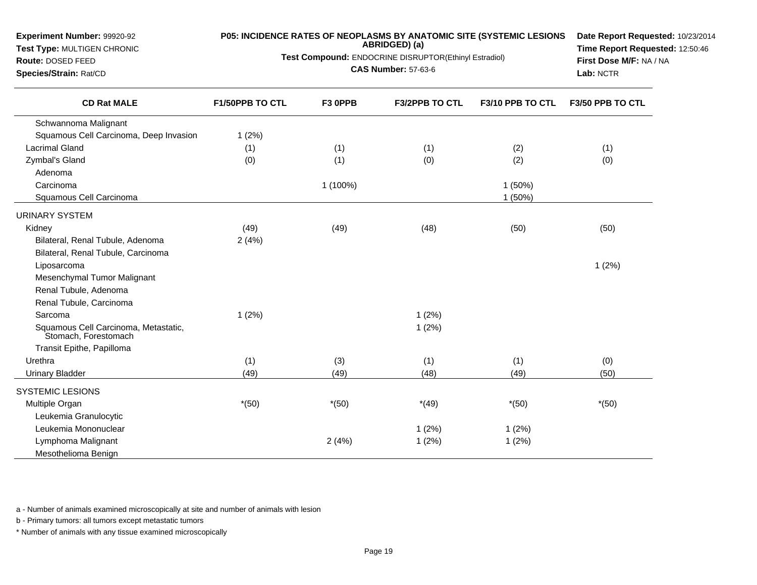**Experiment Number:** 99920-92
**Test Type:** MULTIGEN CHRONIC
**Route:** DOSED FEED
**Species/Strain:** Rat/CD

**P05: INCIDENCE RATES OF NEOPLASMS BY ANATOMIC SITE (SYSTEMIC LESIONS ABRIDGED) (a)**
**Test Compound:** ENDOCRINE DISRUPTOR(Ethinyl Estradiol)
**CAS Number:** 57-63-6

**Date Report Requested:** 10/23/2014
**Time Report Requested:** 12:50:46
**First Dose M/F:** NA / NA
**Lab:** NCTR

| CD Rat MALE | F1/50PPB TO CTL | F3 0PPB | F3/2PPB TO CTL | F3/10 PPB TO CTL | F3/50 PPB TO CTL |
|---|---|---|---|---|---|
| Schwannoma Malignant | | | | | |
| Squamous Cell Carcinoma, Deep Invasion | 1 (2%) | | | | |
| Lacrimal Gland | (1) | (1) | (1) | (2) | (1) |
| Zymbal's Gland | (0) | (1) | (0) | (2) | (0) |
| Adenoma | | | | | |
| Carcinoma | | 1 (100%) | | 1 (50%) | |
| Squamous Cell Carcinoma | | | | 1 (50%) | |
| URINARY SYSTEM | | | | | |
| Kidney | (49) | (49) | (48) | (50) | (50) |
| Bilateral, Renal Tubule, Adenoma | 2 (4%) | | | | |
| Bilateral, Renal Tubule, Carcinoma | | | | | |
| Liposarcoma | | | | | 1 (2%) |
| Mesenchymal Tumor Malignant | | | | | |
| Renal Tubule, Adenoma | | | | | |
| Renal Tubule, Carcinoma | | | | | |
| Sarcoma | 1 (2%) | | 1 (2%) | | |
| Squamous Cell Carcinoma, Metastatic, Stomach, Forestomach | | | 1 (2%) | | |
| Transit Epithe, Papilloma | | | | | |
| Urethra | (1) | (3) | (1) | (1) | (0) |
| Urinary Bladder | (49) | (49) | (48) | (49) | (50) |
| SYSTEMIC LESIONS | | | | | |
| Multiple Organ | *(50) | *(50) | *(49) | *(50) | *(50) |
| Leukemia Granulocytic | | | | | |
| Leukemia Mononuclear | | | 1 (2%) | 1 (2%) | |
| Lymphoma Malignant | | 2 (4%) | 1 (2%) | 1 (2%) | |
| Mesothelioma Benign | | | | | |

a - Number of animals examined microscopically at site and number of animals with lesion

b - Primary tumors: all tumors except metastatic tumors

* Number of animals with any tissue examined microscopically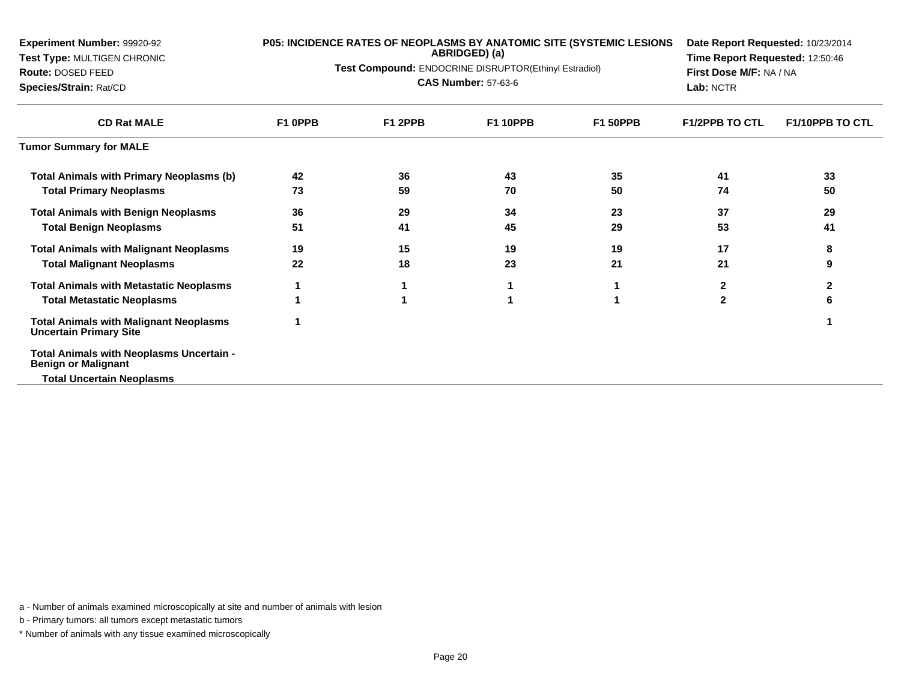**Experiment Number:** 99920-92
**Test Type:** MULTIGEN CHRONIC
**Route:** DOSED FEED
**Species/Strain:** Rat/CD

**P05: INCIDENCE RATES OF NEOPLASMS BY ANATOMIC SITE (SYSTEMIC LESIONS ABRIDGED) (a)**
**Test Compound:** ENDOCRINE DISRUPTOR(Ethinyl Estradiol)
**CAS Number:** 57-63-6

**Date Report Requested:** 10/23/2014
**Time Report Requested:** 12:50:46
**First Dose M/F:** NA / NA
**Lab:** NCTR

| CD Rat MALE | F1 0PPB | F1 2PPB | F1 10PPB | F1 50PPB | F1/2PPB TO CTL | F1/10PPB TO CTL |
|---|---|---|---|---|---|---|
| **Tumor Summary for MALE** | | | | | | |
| **Total Animals with Primary Neoplasms (b)** | 42 | 36 | 43 | 35 | 41 | 33 |
| **Total Primary Neoplasms** | 73 | 59 | 70 | 50 | 74 | 50 |
| **Total Animals with Benign Neoplasms** | 36 | 29 | 34 | 23 | 37 | 29 |
| **Total Benign Neoplasms** | 51 | 41 | 45 | 29 | 53 | 41 |
| **Total Animals with Malignant Neoplasms** | 19 | 15 | 19 | 19 | 17 | 8 |
| **Total Malignant Neoplasms** | 22 | 18 | 23 | 21 | 21 | 9 |
| **Total Animals with Metastatic Neoplasms** | 1 | 1 | 1 | 1 | 2 | 2 |
| **Total Metastatic Neoplasms** | 1 | 1 | 1 | 1 | 2 | 6 |
| **Total Animals with Malignant Neoplasms Uncertain Primary Site** | 1 | | | | | 1 |
| **Total Animals with Neoplasms Uncertain - Benign or Malignant** | | | | | | |
| **Total Uncertain Neoplasms** | | | | | | |

a - Number of animals examined microscopically at site and number of animals with lesion

b - Primary tumors: all tumors except metastatic tumors

* Number of animals with any tissue examined microscopically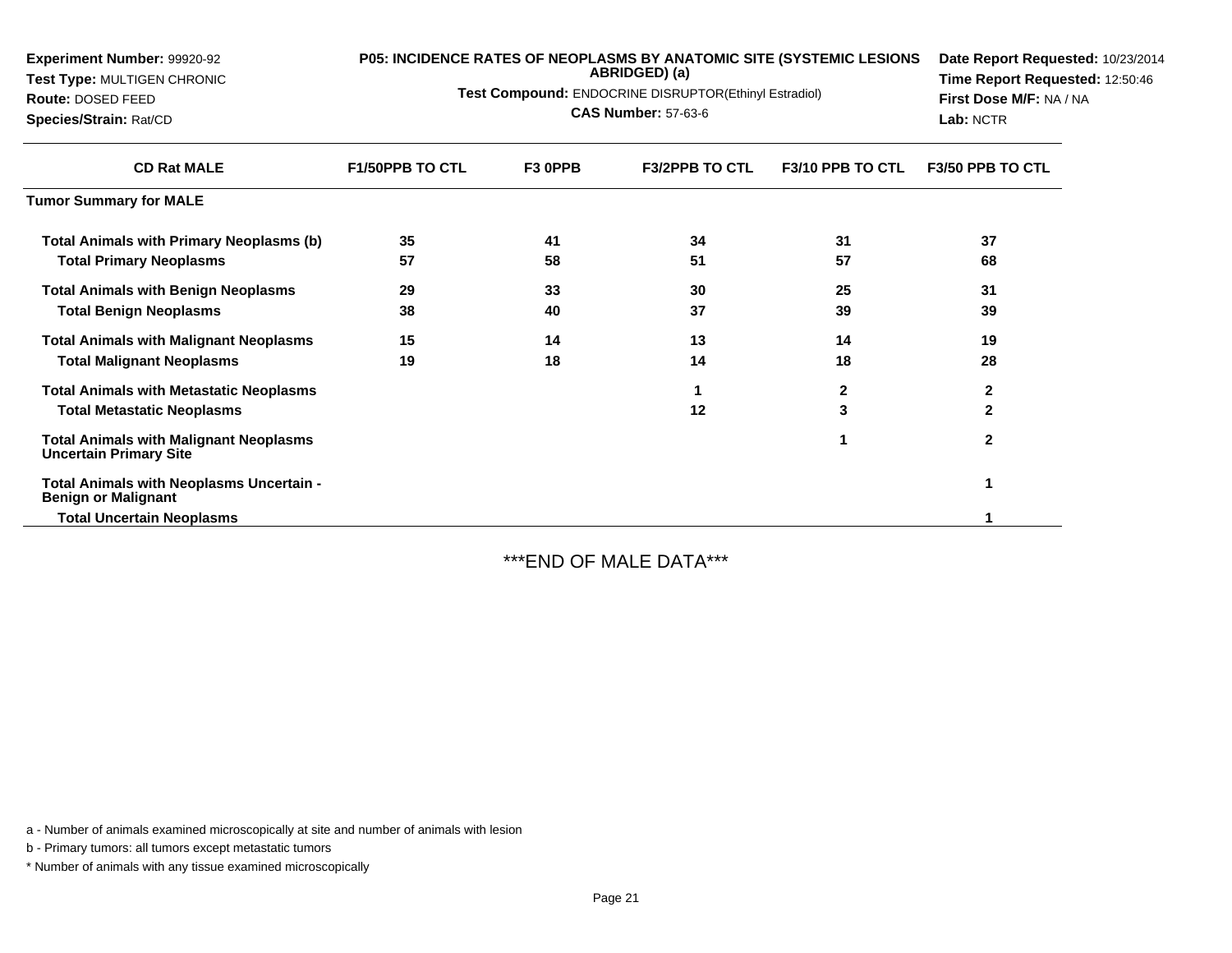**Experiment Number:** 99920-92
**Test Type:** MULTIGEN CHRONIC
**Route:** DOSED FEED
**Species/Strain:** Rat/CD

**P05: INCIDENCE RATES OF NEOPLASMS BY ANATOMIC SITE (SYSTEMIC LESIONS ABRIDGED) (a)**

**Test Compound:** ENDOCRINE DISRUPTOR(Ethinyl Estradiol)

**CAS Number:** 57-63-6

**Date Report Requested:** 10/23/2014
**Time Report Requested:** 12:50:46
**First Dose M/F:** NA / NA
**Lab:** NCTR

| CD Rat MALE | F1/50PPB TO CTL | F3 0PPB | F3/2PPB TO CTL | F3/10 PPB TO CTL | F3/50 PPB TO CTL |
|---|---|---|---|---|---|
| **Tumor Summary for MALE** | | | | | |
| **Total Animals with Primary Neoplasms (b)** | 35 | 41 | 34 | 31 | 37 |
| **Total Primary Neoplasms** | 57 | 58 | 51 | 57 | 68 |
| **Total Animals with Benign Neoplasms** | 29 | 33 | 30 | 25 | 31 |
| **Total Benign Neoplasms** | 38 | 40 | 37 | 39 | 39 |
| **Total Animals with Malignant Neoplasms** | 15 | 14 | 13 | 14 | 19 |
| **Total Malignant Neoplasms** | 19 | 18 | 14 | 18 | 28 |
| **Total Animals with Metastatic Neoplasms** | | | 1 | 2 | 2 |
| **Total Metastatic Neoplasms** | | | 12 | 3 | 2 |
| **Total Animals with Malignant Neoplasms Uncertain Primary Site** | | | | 1 | 2 |
| **Total Animals with Neoplasms Uncertain - Benign or Malignant** | | | | | 1 |
| **Total Uncertain Neoplasms** | | | | | 1 |

***END OF MALE DATA***

a - Number of animals examined microscopically at site and number of animals with lesion

b - Primary tumors: all tumors except metastatic tumors

* Number of animals with any tissue examined microscopically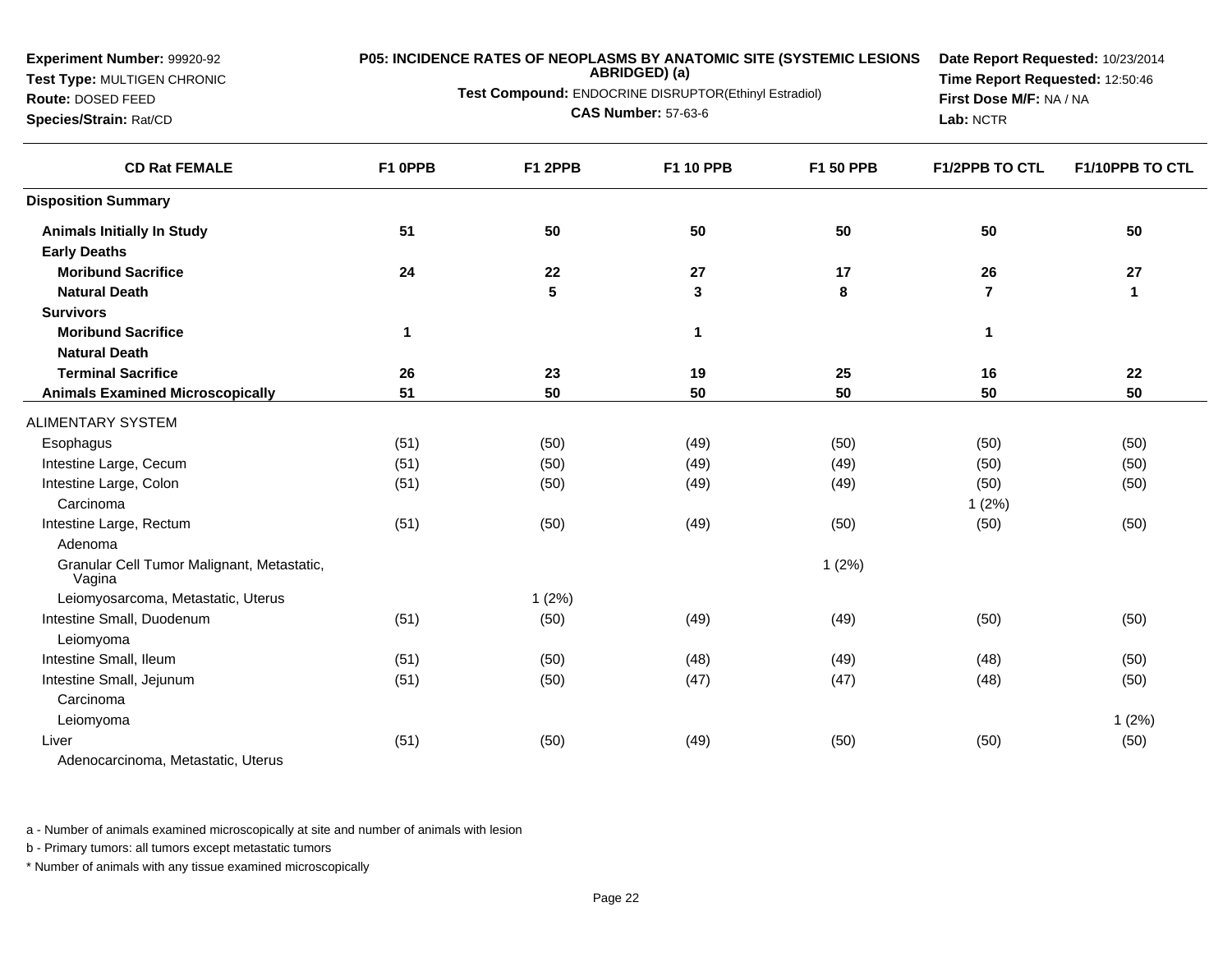**Experiment Number:** 99920-92
**Test Type:** MULTIGEN CHRONIC
**Route:** DOSED FEED
**Species/Strain:** Rat/CD

**P05: INCIDENCE RATES OF NEOPLASMS BY ANATOMIC SITE (SYSTEMIC LESIONS ABRIDGED) (a)**
**Test Compound:** ENDOCRINE DISRUPTOR(Ethinyl Estradiol)
**CAS Number:** 57-63-6

**Date Report Requested:** 10/23/2014
**Time Report Requested:** 12:50:46
**First Dose M/F:** NA / NA
**Lab:** NCTR

| CD Rat FEMALE | F1 0PPB | F1 2PPB | F1 10 PPB | F1 50 PPB | F1/2PPB TO CTL | F1/10PPB TO CTL |
|---|---|---|---|---|---|---|
| **Disposition Summary** | | | | | | |
| **Animals Initially In Study** | **51** | **50** | **50** | **50** | **50** | **50** |
| **Early Deaths** | | | | | | |
| **Moribund Sacrifice** | **24** | **22** | **27** | **17** | **26** | **27** |
| **Natural Death** | | **5** | **3** | **8** | **7** | **1** |
| **Survivors** | | | | | | |
| **Moribund Sacrifice** | **1** | | **1** | | **1** | |
| **Natural Death** | | | | | | |
| **Terminal Sacrifice** | **26** | **23** | **19** | **25** | **16** | **22** |
| **Animals Examined Microscopically** | **51** | **50** | **50** | **50** | **50** | **50** |
| ALIMENTARY SYSTEM | | | | | | |
| Esophagus | (51) | (50) | (49) | (50) | (50) | (50) |
| Intestine Large, Cecum | (51) | (50) | (49) | (49) | (50) | (50) |
| Intestine Large, Colon | (51) | (50) | (49) | (49) | (50) | (50) |
| Carcinoma | | | | | 1 (2%) | |
| Intestine Large, Rectum | (51) | (50) | (49) | (50) | (50) | (50) |
| Adenoma | | | | | | |
| Granular Cell Tumor Malignant, Metastatic, Vagina | | | | 1 (2%) | | |
| Leiomyosarcoma, Metastatic, Uterus | | 1 (2%) | | | | |
| Intestine Small, Duodenum | (51) | (50) | (49) | (49) | (50) | (50) |
| Leiomyoma | | | | | | |
| Intestine Small, Ileum | (51) | (50) | (48) | (49) | (48) | (50) |
| Intestine Small, Jejunum | (51) | (50) | (47) | (47) | (48) | (50) |
| Carcinoma | | | | | | |
| Leiomyoma | | | | | | 1 (2%) |
| Liver | (51) | (50) | (49) | (50) | (50) | (50) |
| Adenocarcinoma, Metastatic, Uterus | | | | | | |

a - Number of animals examined microscopically at site and number of animals with lesion

b - Primary tumors: all tumors except metastatic tumors

* Number of animals with any tissue examined microscopically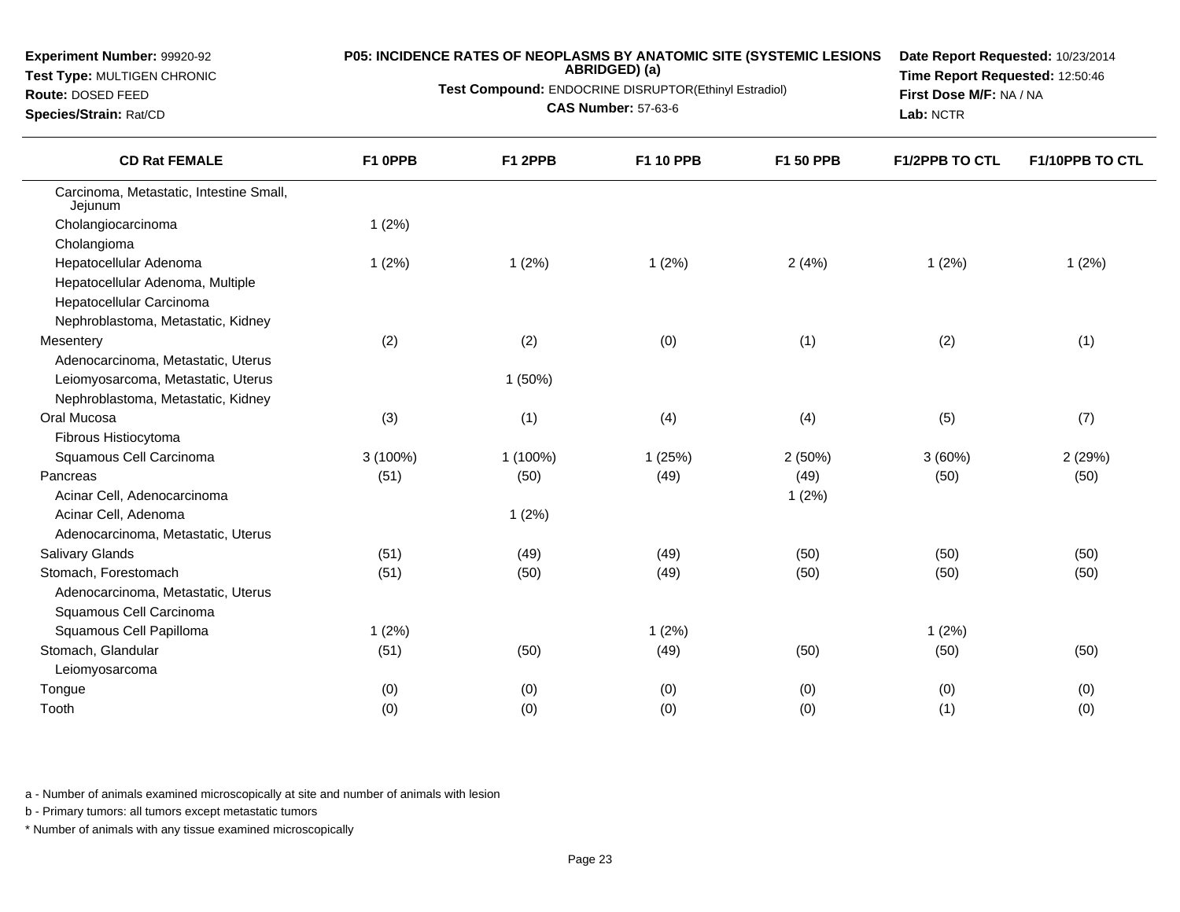**Experiment Number:** 99920-92
**Test Type:** MULTIGEN CHRONIC
**Route:** DOSED FEED
**Species/Strain:** Rat/CD

**P05: INCIDENCE RATES OF NEOPLASMS BY ANATOMIC SITE (SYSTEMIC LESIONS ABRIDGED) (a)**
**Test Compound:** ENDOCRINE DISRUPTOR(Ethinyl Estradiol)
**CAS Number:** 57-63-6

**Date Report Requested:** 10/23/2014
**Time Report Requested:** 12:50:46
**First Dose M/F:** NA / NA
**Lab:** NCTR

| CD Rat FEMALE | F1 0PPB | F1 2PPB | F1 10 PPB | F1 50 PPB | F1/2PPB TO CTL | F1/10PPB TO CTL |
|---|---|---|---|---|---|---|
| Carcinoma, Metastatic, Intestine Small, Jejunum | | | | | | |
| Cholangiocarcinoma | 1 (2%) | | | | | |
| Cholangioma | | | | | | |
| Hepatocellular Adenoma | 1 (2%) | 1 (2%) | 1 (2%) | 2 (4%) | 1 (2%) | 1 (2%) |
| Hepatocellular Adenoma, Multiple | | | | | | |
| Hepatocellular Carcinoma | | | | | | |
| Nephroblastoma, Metastatic, Kidney | | | | | | |
| Mesentery | (2) | (2) | (0) | (1) | (2) | (1) |
| Adenocarcinoma, Metastatic, Uterus | | | | | | |
| Leiomyosarcoma, Metastatic, Uterus | | 1 (50%) | | | | |
| Nephroblastoma, Metastatic, Kidney | | | | | | |
| Oral Mucosa | (3) | (1) | (4) | (4) | (5) | (7) |
| Fibrous Histiocytoma | | | | | | |
| Squamous Cell Carcinoma | 3 (100%) | 1 (100%) | 1 (25%) | 2 (50%) | 3 (60%) | 2 (29%) |
| Pancreas | (51) | (50) | (49) | (49) | (50) | (50) |
| Acinar Cell, Adenocarcinoma | | | | 1 (2%) | | |
| Acinar Cell, Adenoma | | 1 (2%) | | | | |
| Adenocarcinoma, Metastatic, Uterus | | | | | | |
| Salivary Glands | (51) | (49) | (49) | (50) | (50) | (50) |
| Stomach, Forestomach | (51) | (50) | (49) | (50) | (50) | (50) |
| Adenocarcinoma, Metastatic, Uterus | | | | | | |
| Squamous Cell Carcinoma | | | | | | |
| Squamous Cell Papilloma | 1 (2%) | | 1 (2%) | | 1 (2%) | |
| Stomach, Glandular | (51) | (50) | (49) | (50) | (50) | (50) |
| Leiomyosarcoma | | | | | | |
| Tongue | (0) | (0) | (0) | (0) | (0) | (0) |
| Tooth | (0) | (0) | (0) | (0) | (1) | (0) |

a - Number of animals examined microscopically at site and number of animals with lesion

b - Primary tumors: all tumors except metastatic tumors

* Number of animals with any tissue examined microscopically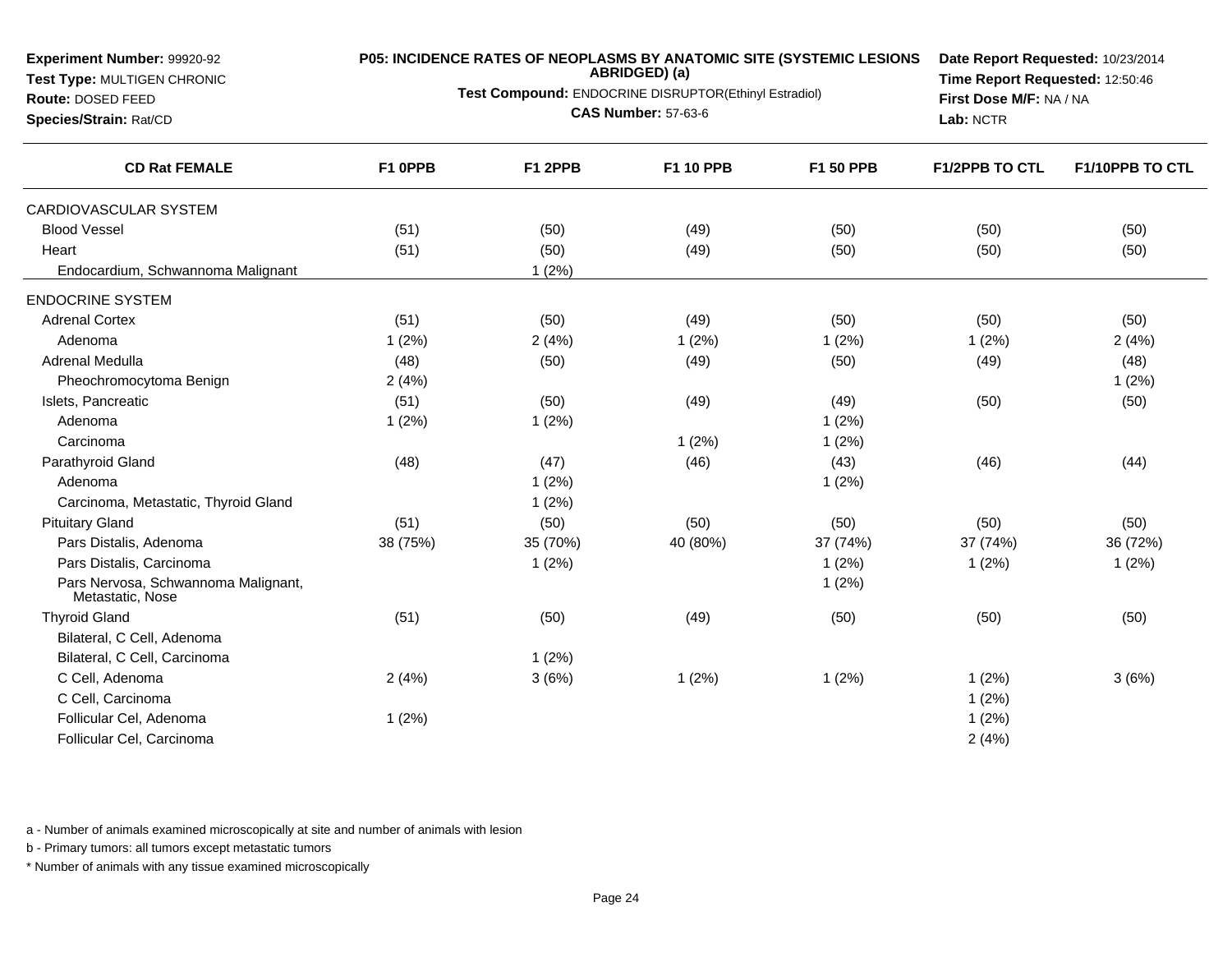**Experiment Number:** 99920-92
**Test Type:** MULTIGEN CHRONIC
**Route:** DOSED FEED
**Species/Strain:** Rat/CD

**P05: INCIDENCE RATES OF NEOPLASMS BY ANATOMIC SITE (SYSTEMIC LESIONS ABRIDGED) (a)**

**Test Compound:** ENDOCRINE DISRUPTOR(Ethinyl Estradiol)

**CAS Number:** 57-63-6

**Date Report Requested:** 10/23/2014
**Time Report Requested:** 12:50:46
**First Dose M/F:** NA / NA
**Lab:** NCTR

| CD Rat FEMALE | F1 0PPB | F1 2PPB | F1 10 PPB | F1 50 PPB | F1/2PPB TO CTL | F1/10PPB TO CTL |
|---|---|---|---|---|---|---|
| CARDIOVASCULAR SYSTEM | | | | | | |
| Blood Vessel | (51) | (50) | (49) | (50) | (50) | (50) |
| Heart | (51) | (50) | (49) | (50) | (50) | (50) |
| Endocardium, Schwannoma Malignant | | 1 (2%) | | | | |
| ENDOCRINE SYSTEM | | | | | | |
| Adrenal Cortex | (51) | (50) | (49) | (50) | (50) | (50) |
| Adenoma | 1 (2%) | 2 (4%) | 1 (2%) | 1 (2%) | 1 (2%) | 2 (4%) |
| Adrenal Medulla | (48) | (50) | (49) | (50) | (49) | (48) |
| Pheochromocytoma Benign | 2 (4%) | | | | | 1 (2%) |
| Islets, Pancreatic | (51) | (50) | (49) | (49) | (50) | (50) |
| Adenoma | 1 (2%) | 1 (2%) | | 1 (2%) | | |
| Carcinoma | | | 1 (2%) | 1 (2%) | | |
| Parathyroid Gland | (48) | (47) | (46) | (43) | (46) | (44) |
| Adenoma | | 1 (2%) | | 1 (2%) | | |
| Carcinoma, Metastatic, Thyroid Gland | | 1 (2%) | | | | |
| Pituitary Gland | (51) | (50) | (50) | (50) | (50) | (50) |
| Pars Distalis, Adenoma | 38 (75%) | 35 (70%) | 40 (80%) | 37 (74%) | 37 (74%) | 36 (72%) |
| Pars Distalis, Carcinoma | | 1 (2%) | | 1 (2%) | 1 (2%) | 1 (2%) |
| Pars Nervosa, Schwannoma Malignant, Metastatic, Nose | | | | 1 (2%) | | |
| Thyroid Gland | (51) | (50) | (49) | (50) | (50) | (50) |
| Bilateral, C Cell, Adenoma | | | | | | |
| Bilateral, C Cell, Carcinoma | | 1 (2%) | | | | |
| C Cell, Adenoma | 2 (4%) | 3 (6%) | 1 (2%) | 1 (2%) | 1 (2%) | 3 (6%) |
| C Cell, Carcinoma | | | | | 1 (2%) | |
| Follicular Cel, Adenoma | 1 (2%) | | | | 1 (2%) | |
| Follicular Cel, Carcinoma | | | | | 2 (4%) | |

a - Number of animals examined microscopically at site and number of animals with lesion

b - Primary tumors: all tumors except metastatic tumors

* Number of animals with any tissue examined microscopically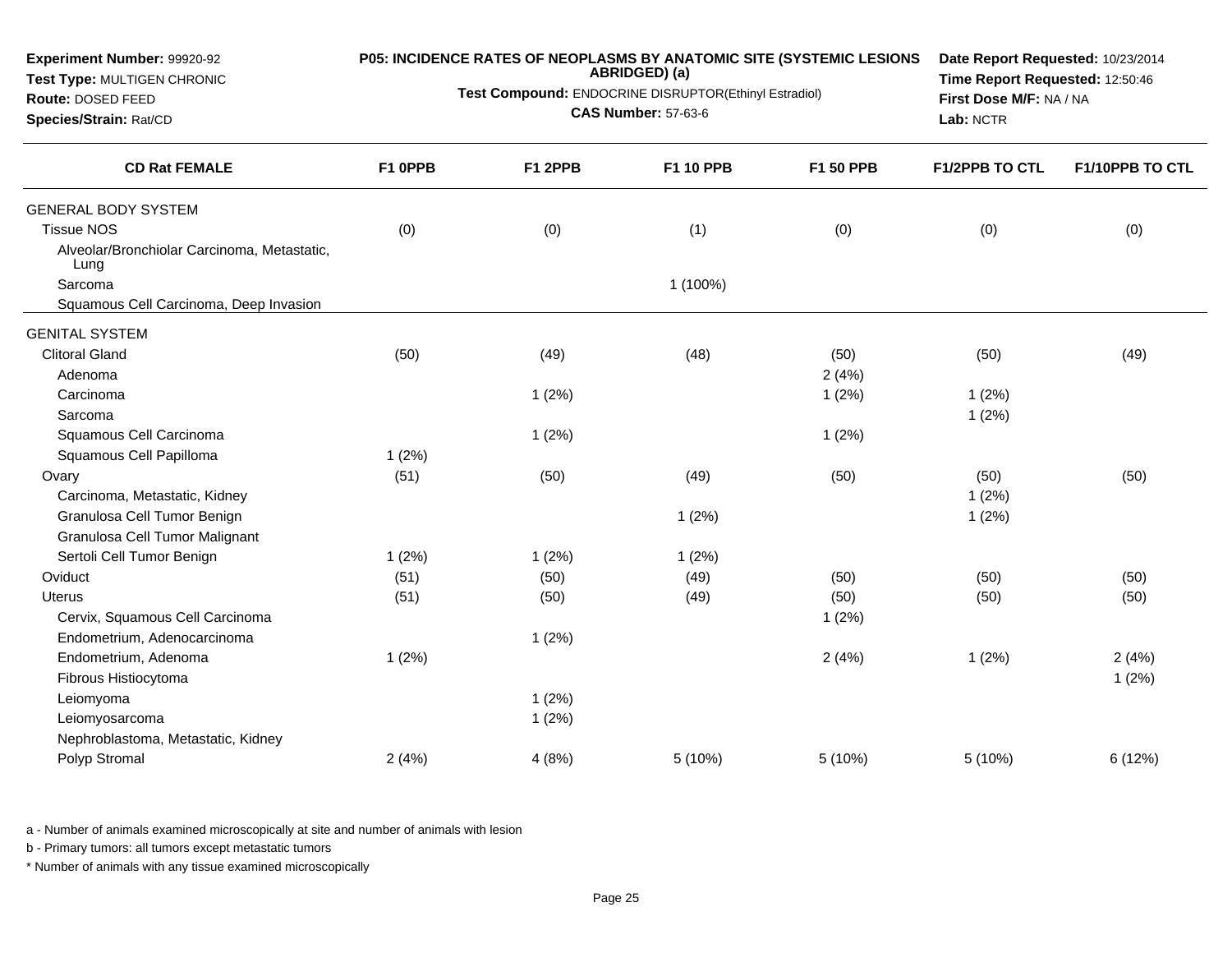**Experiment Number:** 99920-92
**Test Type:** MULTIGEN CHRONIC
**Route:** DOSED FEED
**Species/Strain:** Rat/CD

**P05: INCIDENCE RATES OF NEOPLASMS BY ANATOMIC SITE (SYSTEMIC LESIONS ABRIDGED) (a)**
**Test Compound:** ENDOCRINE DISRUPTOR(Ethinyl Estradiol)
**CAS Number:** 57-63-6

**Date Report Requested:** 10/23/2014
**Time Report Requested:** 12:50:46
**First Dose M/F:** NA / NA
**Lab:** NCTR

| CD Rat FEMALE | F1 0PPB | F1 2PPB | F1 10 PPB | F1 50 PPB | F1/2PPB TO CTL | F1/10PPB TO CTL |
|---|---|---|---|---|---|---|
| GENERAL BODY SYSTEM | | | | | | |
| Tissue NOS | (0) | (0) | (1) | (0) | (0) | (0) |
| Alveolar/Bronchiolar Carcinoma, Metastatic, Lung | | | | | | |
| Sarcoma | | | 1 (100%) | | | |
| Squamous Cell Carcinoma, Deep Invasion | | | | | | |
| GENITAL SYSTEM | | | | | | |
| Clitoral Gland | (50) | (49) | (48) | (50) | (50) | (49) |
| Adenoma | | | | 2 (4%) | | |
| Carcinoma | | 1 (2%) | | 1 (2%) | 1 (2%) | |
| Sarcoma | | | | | 1 (2%) | |
| Squamous Cell Carcinoma | | 1 (2%) | | 1 (2%) | | |
| Squamous Cell Papilloma | 1 (2%) | | | | | |
| Ovary | (51) | (50) | (49) | (50) | (50) | (50) |
| Carcinoma, Metastatic, Kidney | | | | | 1 (2%) | |
| Granulosa Cell Tumor Benign | | | 1 (2%) | | 1 (2%) | |
| Granulosa Cell Tumor Malignant | | | | | | |
| Sertoli Cell Tumor Benign | 1 (2%) | 1 (2%) | 1 (2%) | | | |
| Oviduct | (51) | (50) | (49) | (50) | (50) | (50) |
| Uterus | (51) | (50) | (49) | (50) | (50) | (50) |
| Cervix, Squamous Cell Carcinoma | | | | 1 (2%) | | |
| Endometrium, Adenocarcinoma | | 1 (2%) | | | | |
| Endometrium, Adenoma | 1 (2%) | | | 2 (4%) | 1 (2%) | 2 (4%) |
| Fibrous Histiocytoma | | | | | | 1 (2%) |
| Leiomyoma | | 1 (2%) | | | | |
| Leiomyosarcoma | | 1 (2%) | | | | |
| Nephroblastoma, Metastatic, Kidney | | | | | | |
| Polyp Stromal | 2 (4%) | 4 (8%) | 5 (10%) | 5 (10%) | 5 (10%) | 6 (12%) |

a - Number of animals examined microscopically at site and number of animals with lesion

b - Primary tumors: all tumors except metastatic tumors

* Number of animals with any tissue examined microscopically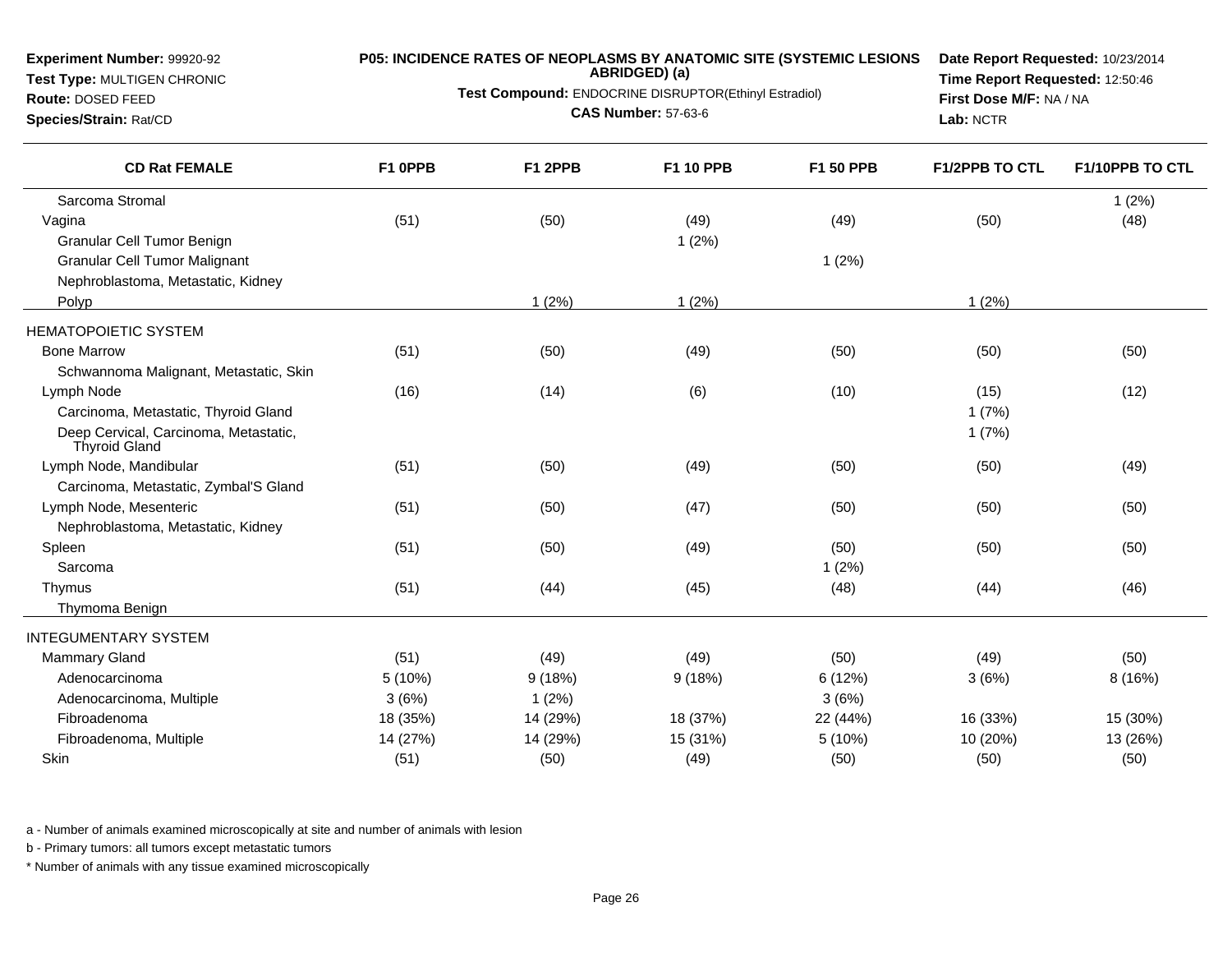**Experiment Number:** 99920-92
**Test Type:** MULTIGEN CHRONIC
**Route:** DOSED FEED
**Species/Strain:** Rat/CD

**P05: INCIDENCE RATES OF NEOPLASMS BY ANATOMIC SITE (SYSTEMIC LESIONS ABRIDGED) (a)**
**Test Compound:** ENDOCRINE DISRUPTOR(Ethinyl Estradiol)
**CAS Number:** 57-63-6

**Date Report Requested:** 10/23/2014
**Time Report Requested:** 12:50:46
**First Dose M/F:** NA / NA
**Lab:** NCTR

| CD Rat FEMALE | F1 0PPB | F1 2PPB | F1 10 PPB | F1 50 PPB | F1/2PPB TO CTL | F1/10PPB TO CTL |
|---|---|---|---|---|---|---|
| Sarcoma Stromal | | | | | | 1 (2%) |
| Vagina | (51) | (50) | (49) | (49) | (50) | (48) |
| Granular Cell Tumor Benign | | | 1 (2%) | | | |
| Granular Cell Tumor Malignant | | | | 1 (2%) | | |
| Nephroblastoma, Metastatic, Kidney | | | | | | |
| Polyp | | 1 (2%) | 1 (2%) | | 1 (2%) | |
| HEMATOPOIETIC SYSTEM | | | | | | |
| Bone Marrow | (51) | (50) | (49) | (50) | (50) | (50) |
| Schwannoma Malignant, Metastatic, Skin | | | | | | |
| Lymph Node | (16) | (14) | (6) | (10) | (15) | (12) |
| Carcinoma, Metastatic, Thyroid Gland | | | | | 1 (7%) | |
| Deep Cervical, Carcinoma, Metastatic, Thyroid Gland | | | | | 1 (7%) | |
| Lymph Node, Mandibular | (51) | (50) | (49) | (50) | (50) | (49) |
| Carcinoma, Metastatic, Zymbal'S Gland | | | | | | |
| Lymph Node, Mesenteric | (51) | (50) | (47) | (50) | (50) | (50) |
| Nephroblastoma, Metastatic, Kidney | | | | | | |
| Spleen | (51) | (50) | (49) | (50) | (50) | (50) |
| Sarcoma | | | | 1 (2%) | | |
| Thymus | (51) | (44) | (45) | (48) | (44) | (46) |
| Thymoma Benign | | | | | | |
| INTEGUMENTARY SYSTEM | | | | | | |
| Mammary Gland | (51) | (49) | (49) | (50) | (49) | (50) |
| Adenocarcinoma | 5 (10%) | 9 (18%) | 9 (18%) | 6 (12%) | 3 (6%) | 8 (16%) |
| Adenocarcinoma, Multiple | 3 (6%) | 1 (2%) | | 3 (6%) | | |
| Fibroadenoma | 18 (35%) | 14 (29%) | 18 (37%) | 22 (44%) | 16 (33%) | 15 (30%) |
| Fibroadenoma, Multiple | 14 (27%) | 14 (29%) | 15 (31%) | 5 (10%) | 10 (20%) | 13 (26%) |
| Skin | (51) | (50) | (49) | (50) | (50) | (50) |

a - Number of animals examined microscopically at site and number of animals with lesion

b - Primary tumors: all tumors except metastatic tumors

* Number of animals with any tissue examined microscopically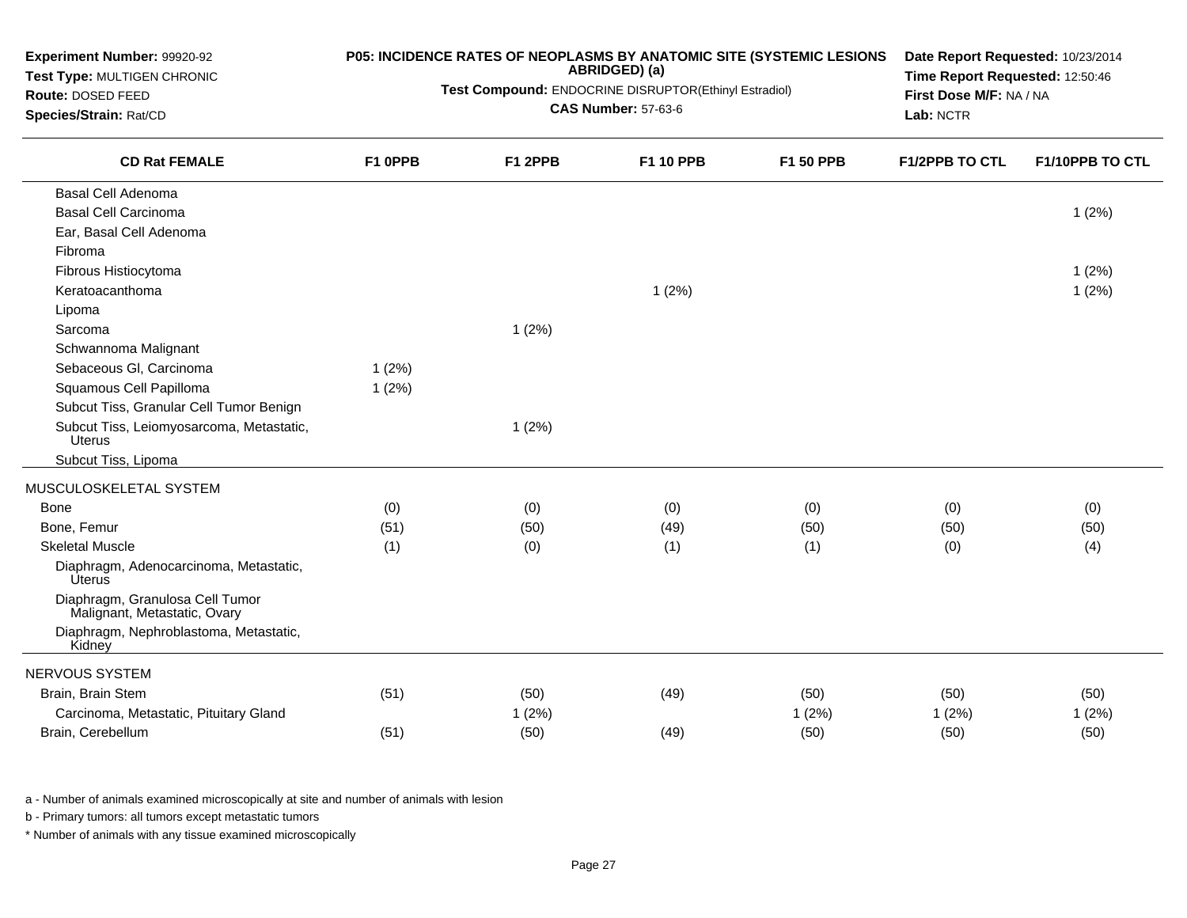**Experiment Number:** 99920-92
**Test Type:** MULTIGEN CHRONIC
**Route:** DOSED FEED
**Species/Strain:** Rat/CD

**P05: INCIDENCE RATES OF NEOPLASMS BY ANATOMIC SITE (SYSTEMIC LESIONS ABRIDGED) (a)**
**Test Compound:** ENDOCRINE DISRUPTOR(Ethinyl Estradiol)
**CAS Number:** 57-63-6

**Date Report Requested:** 10/23/2014
**Time Report Requested:** 12:50:46
**First Dose M/F:** NA / NA
**Lab:** NCTR

| CD Rat FEMALE | F1 0PPB | F1 2PPB | F1 10 PPB | F1 50 PPB | F1/2PPB TO CTL | F1/10PPB TO CTL |
|---|---|---|---|---|---|---|
| Basal Cell Adenoma | | | | | | |
| Basal Cell Carcinoma | | | | | | 1 (2%) |
| Ear, Basal Cell Adenoma | | | | | | |
| Fibroma | | | | | | |
| Fibrous Histiocytoma | | | | | | 1 (2%) |
| Keratoacanthoma | | | 1 (2%) | | | 1 (2%) |
| Lipoma | | | | | | |
| Sarcoma | | 1 (2%) | | | | |
| Schwannoma Malignant | | | | | | |
| Sebaceous Gl, Carcinoma | 1 (2%) | | | | | |
| Squamous Cell Papilloma | 1 (2%) | | | | | |
| Subcut Tiss, Granular Cell Tumor Benign | | | | | | |
| Subcut Tiss, Leiomyosarcoma, Metastatic, Uterus | | 1 (2%) | | | | |
| Subcut Tiss, Lipoma | | | | | | |
| MUSCULOSKELETAL SYSTEM | | | | | | |
| Bone | (0) | (0) | (0) | (0) | (0) | (0) |
| Bone, Femur | (51) | (50) | (49) | (50) | (50) | (50) |
| Skeletal Muscle | (1) | (0) | (1) | (1) | (0) | (4) |
| Diaphragm, Adenocarcinoma, Metastatic, Uterus | | | | | | |
| Diaphragm, Granulosa Cell Tumor Malignant, Metastatic, Ovary | | | | | | |
| Diaphragm, Nephroblastoma, Metastatic, Kidney | | | | | | |
| NERVOUS SYSTEM | | | | | | |
| Brain, Brain Stem | (51) | (50) | (49) | (50) | (50) | (50) |
| Carcinoma, Metastatic, Pituitary Gland | | 1 (2%) | | 1 (2%) | 1 (2%) | 1 (2%) |
| Brain, Cerebellum | (51) | (50) | (49) | (50) | (50) | (50) |

a - Number of animals examined microscopically at site and number of animals with lesion

b - Primary tumors: all tumors except metastatic tumors

\* Number of animals with any tissue examined microscopically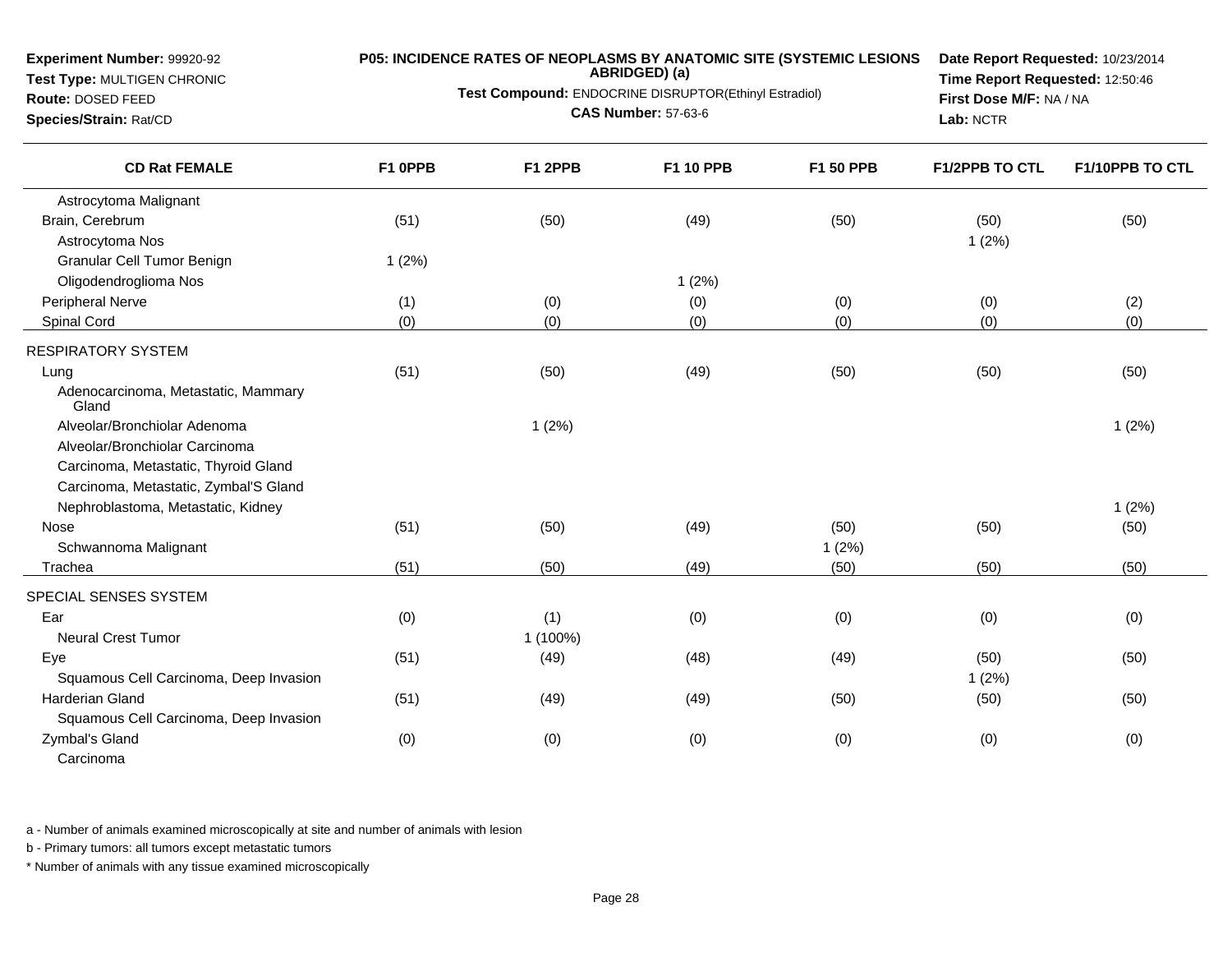**Experiment Number:** 99920-92
**Test Type:** MULTIGEN CHRONIC
**Route:** DOSED FEED
**Species/Strain:** Rat/CD

**P05: INCIDENCE RATES OF NEOPLASMS BY ANATOMIC SITE (SYSTEMIC LESIONS ABRIDGED) (a)**
**Test Compound:** ENDOCRINE DISRUPTOR(Ethinyl Estradiol)
**CAS Number:** 57-63-6

**Date Report Requested:** 10/23/2014
**Time Report Requested:** 12:50:46
**First Dose M/F:** NA / NA
**Lab:** NCTR

| CD Rat FEMALE | F1 0PPB | F1 2PPB | F1 10 PPB | F1 50 PPB | F1/2PPB TO CTL | F1/10PPB TO CTL |
|---|---|---|---|---|---|---|
| Astrocytoma Malignant | | | | | | |
| Brain, Cerebrum | (51) | (50) | (49) | (50) | (50) | (50) |
| Astrocytoma Nos | | | | | 1 (2%) | |
| Granular Cell Tumor Benign | 1 (2%) | | | | | |
| Oligodendroglioma Nos | | | 1 (2%) | | | |
| Peripheral Nerve | (1) | (0) | (0) | (0) | (0) | (2) |
| Spinal Cord | (0) | (0) | (0) | (0) | (0) | (0) |
| RESPIRATORY SYSTEM | | | | | | |
| Lung | (51) | (50) | (49) | (50) | (50) | (50) |
| Adenocarcinoma, Metastatic, Mammary Gland | | | | | | |
| Alveolar/Bronchiolar Adenoma | | 1 (2%) | | | | 1 (2%) |
| Alveolar/Bronchiolar Carcinoma | | | | | | |
| Carcinoma, Metastatic, Thyroid Gland | | | | | | |
| Carcinoma, Metastatic, Zymbal'S Gland | | | | | | |
| Nephroblastoma, Metastatic, Kidney | | | | | | 1 (2%) |
| Nose | (51) | (50) | (49) | (50) | (50) | (50) |
| Schwannoma Malignant | | | | 1 (2%) | | |
| Trachea | (51) | (50) | (49) | (50) | (50) | (50) |
| SPECIAL SENSES SYSTEM | | | | | | |
| Ear | (0) | (1) | (0) | (0) | (0) | (0) |
| Neural Crest Tumor | | 1 (100%) | | | | |
| Eye | (51) | (49) | (48) | (49) | (50) | (50) |
| Squamous Cell Carcinoma, Deep Invasion | | | | | 1 (2%) | |
| Harderian Gland | (51) | (49) | (49) | (50) | (50) | (50) |
| Squamous Cell Carcinoma, Deep Invasion | | | | | | |
| Zymbal's Gland | (0) | (0) | (0) | (0) | (0) | (0) |
| Carcinoma | | | | | | |

a - Number of animals examined microscopically at site and number of animals with lesion

b - Primary tumors: all tumors except metastatic tumors

* Number of animals with any tissue examined microscopically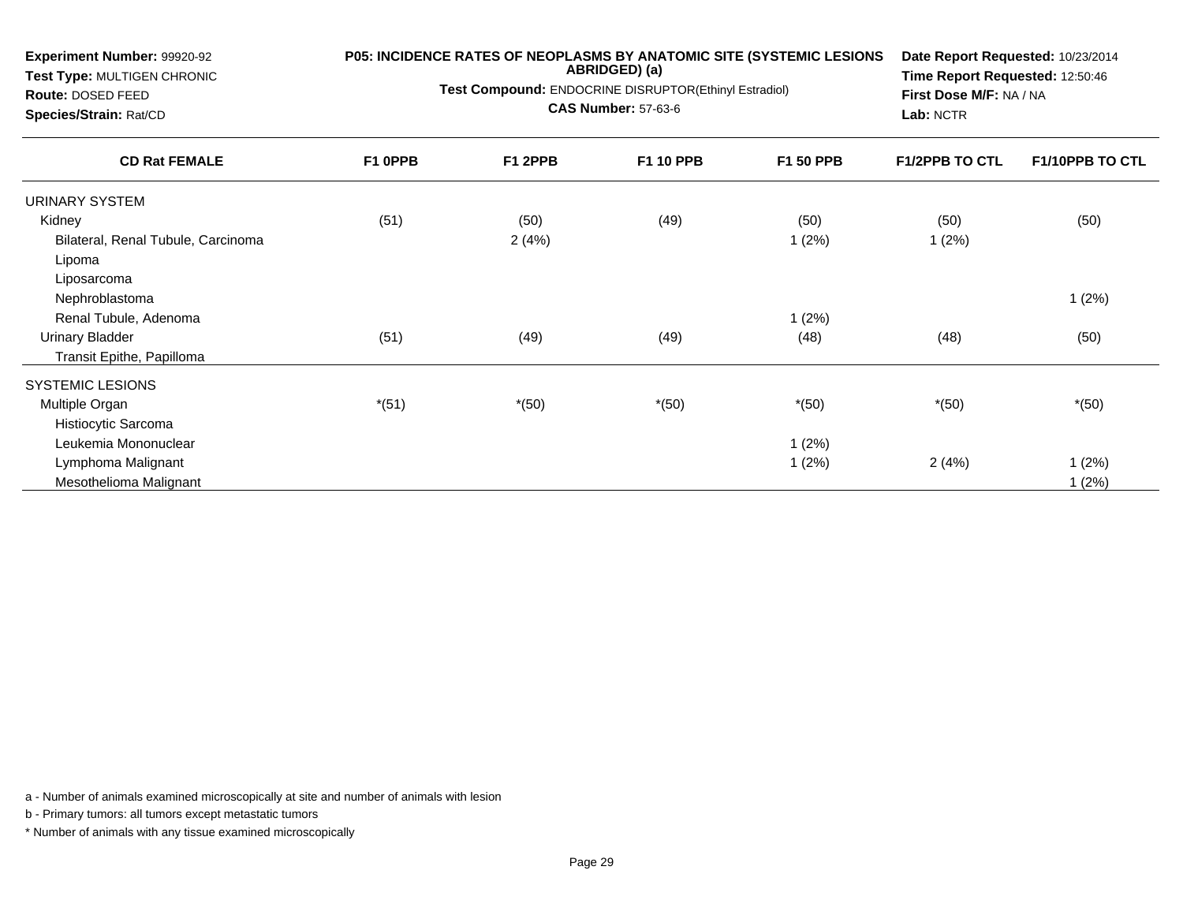**Experiment Number:** 99920-92
**Test Type:** MULTIGEN CHRONIC
**Route:** DOSED FEED
**Species/Strain:** Rat/CD

**P05: INCIDENCE RATES OF NEOPLASMS BY ANATOMIC SITE (SYSTEMIC LESIONS ABRIDGED) (a)**
**Test Compound:** ENDOCRINE DISRUPTOR(Ethinyl Estradiol)
**CAS Number:** 57-63-6

**Date Report Requested:** 10/23/2014
**Time Report Requested:** 12:50:46
**First Dose M/F:** NA / NA
**Lab:** NCTR

| CD Rat FEMALE | F1 0PPB | F1 2PPB | F1 10 PPB | F1 50 PPB | F1/2PPB TO CTL | F1/10PPB TO CTL |
|---|---|---|---|---|---|---|
| URINARY SYSTEM | | | | | | |
| Kidney | (51) | (50) | (49) | (50) | (50) | (50) |
| Bilateral, Renal Tubule, Carcinoma | | 2 (4%) | | 1 (2%) | 1 (2%) | |
| Lipoma | | | | | | |
| Liposarcoma | | | | | | |
| Nephroblastoma | | | | | | 1 (2%) |
| Renal Tubule, Adenoma | | | | 1 (2%) | | |
| Urinary Bladder | (51) | (49) | (49) | (48) | (48) | (50) |
| Transit Epithe, Papilloma | | | | | | |
| SYSTEMIC LESIONS | | | | | | |
| Multiple Organ | *(51) | *(50) | *(50) | *(50) | *(50) | *(50) |
| Histiocytic Sarcoma | | | | | | |
| Leukemia Mononuclear | | | | 1 (2%) | | |
| Lymphoma Malignant | | | | 1 (2%) | 2 (4%) | 1 (2%) |
| Mesothelioma Malignant | | | | | | 1 (2%) |

a - Number of animals examined microscopically at site and number of animals with lesion

b - Primary tumors: all tumors except metastatic tumors

* Number of animals with any tissue examined microscopically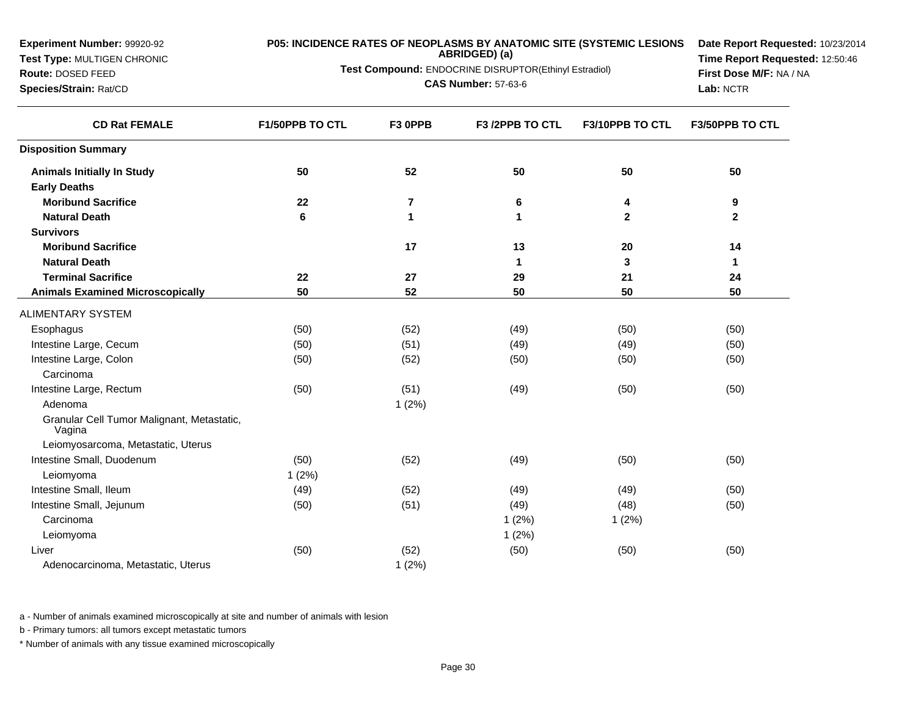**Experiment Number:** 99920-92
**Test Type:** MULTIGEN CHRONIC
**Route:** DOSED FEED
**Species/Strain:** Rat/CD

**P05: INCIDENCE RATES OF NEOPLASMS BY ANATOMIC SITE (SYSTEMIC LESIONS ABRIDGED) (a)**
**Test Compound:** ENDOCRINE DISRUPTOR(Ethinyl Estradiol)
**CAS Number:** 57-63-6

**Date Report Requested:** 10/23/2014
**Time Report Requested:** 12:50:46
**First Dose M/F:** NA / NA
**Lab:** NCTR

| CD Rat FEMALE | F1/50PPB TO CTL | F3 0PPB | F3 /2PPB TO CTL | F3/10PPB TO CTL | F3/50PPB TO CTL |
|---|---|---|---|---|---|
| **Disposition Summary** | | | | | |
| **Animals Initially In Study** | **50** | **52** | **50** | **50** | **50** |
| **Early Deaths** | | | | | |
| **Moribund Sacrifice** | **22** | **7** | **6** | **4** | **9** |
| **Natural Death** | **6** | **1** | **1** | **2** | **2** |
| **Survivors** | | | | | |
| **Moribund Sacrifice** | | **17** | **13** | **20** | **14** |
| **Natural Death** | | | **1** | **3** | **1** |
| **Terminal Sacrifice** | **22** | **27** | **29** | **21** | **24** |
| **Animals Examined Microscopically** | **50** | **52** | **50** | **50** | **50** |
| ALIMENTARY SYSTEM | | | | | |
| Esophagus | (50) | (52) | (49) | (50) | (50) |
| Intestine Large, Cecum | (50) | (51) | (49) | (49) | (50) |
| Intestine Large, Colon | (50) | (52) | (50) | (50) | (50) |
| Carcinoma | | | | | |
| Intestine Large, Rectum | (50) | (51) | (49) | (50) | (50) |
| Adenoma | | 1 (2%) | | | |
| Granular Cell Tumor Malignant, Metastatic, Vagina | | | | | |
| Leiomyosarcoma, Metastatic, Uterus | | | | | |
| Intestine Small, Duodenum | (50) | (52) | (49) | (50) | (50) |
| Leiomyoma | 1 (2%) | | | | |
| Intestine Small, Ileum | (49) | (52) | (49) | (49) | (50) |
| Intestine Small, Jejunum | (50) | (51) | (49) | (48) | (50) |
| Carcinoma | | | 1 (2%) | 1 (2%) | |
| Leiomyoma | | | 1 (2%) | | |
| Liver | (50) | (52) | (50) | (50) | (50) |
| Adenocarcinoma, Metastatic, Uterus | | 1 (2%) | | | |

a - Number of animals examined microscopically at site and number of animals with lesion

b - Primary tumors: all tumors except metastatic tumors

* Number of animals with any tissue examined microscopically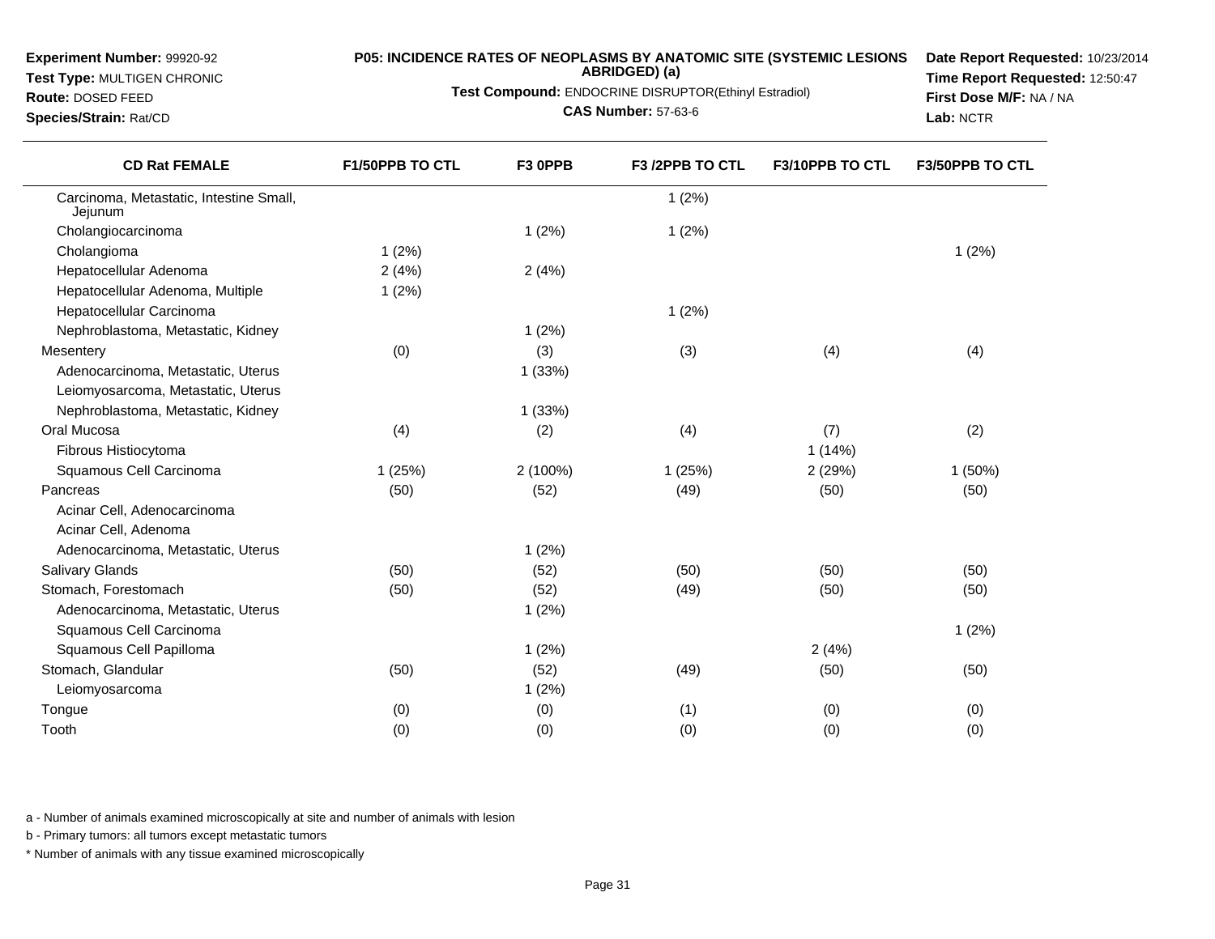**Experiment Number:** 99920-92
**Test Type:** MULTIGEN CHRONIC
**Route:** DOSED FEED
**Species/Strain:** Rat/CD

**P05: INCIDENCE RATES OF NEOPLASMS BY ANATOMIC SITE (SYSTEMIC LESIONS ABRIDGED) (a)**

**Test Compound:** ENDOCRINE DISRUPTOR(Ethinyl Estradiol)

**CAS Number:** 57-63-6

**Date Report Requested:** 10/23/2014
**Time Report Requested:** 12:50:47
**First Dose M/F:** NA / NA
**Lab:** NCTR

| CD Rat FEMALE | F1/50PPB TO CTL | F3 0PPB | F3 /2PPB TO CTL | F3/10PPB TO CTL | F3/50PPB TO CTL |
|---|---|---|---|---|---|
| Carcinoma, Metastatic, Intestine Small, Jejunum | | | 1 (2%) | | |
| Cholangiocarcinoma | | 1 (2%) | 1 (2%) | | |
| Cholangioma | 1 (2%) | | | | 1 (2%) |
| Hepatocellular Adenoma | 2 (4%) | 2 (4%) | | | |
| Hepatocellular Adenoma, Multiple | 1 (2%) | | | | |
| Hepatocellular Carcinoma | | | 1 (2%) | | |
| Nephroblastoma, Metastatic, Kidney | | 1 (2%) | | | |
| Mesentery | (0) | (3) | (3) | (4) | (4) |
| Adenocarcinoma, Metastatic, Uterus | | 1 (33%) | | | |
| Leiomyosarcoma, Metastatic, Uterus | | | | | |
| Nephroblastoma, Metastatic, Kidney | | 1 (33%) | | | |
| Oral Mucosa | (4) | (2) | (4) | (7) | (2) |
| Fibrous Histiocytoma | | | | 1 (14%) | |
| Squamous Cell Carcinoma | 1 (25%) | 2 (100%) | 1 (25%) | 2 (29%) | 1 (50%) |
| Pancreas | (50) | (52) | (49) | (50) | (50) |
| Acinar Cell, Adenocarcinoma | | | | | |
| Acinar Cell, Adenoma | | | | | |
| Adenocarcinoma, Metastatic, Uterus | | 1 (2%) | | | |
| Salivary Glands | (50) | (52) | (50) | (50) | (50) |
| Stomach, Forestomach | (50) | (52) | (49) | (50) | (50) |
| Adenocarcinoma, Metastatic, Uterus | | 1 (2%) | | | |
| Squamous Cell Carcinoma | | | | | 1 (2%) |
| Squamous Cell Papilloma | | 1 (2%) | | 2 (4%) | |
| Stomach, Glandular | (50) | (52) | (49) | (50) | (50) |
| Leiomyosarcoma | | 1 (2%) | | | |
| Tongue | (0) | (0) | (1) | (0) | (0) |
| Tooth | (0) | (0) | (0) | (0) | (0) |

a - Number of animals examined microscopically at site and number of animals with lesion

b - Primary tumors: all tumors except metastatic tumors

* Number of animals with any tissue examined microscopically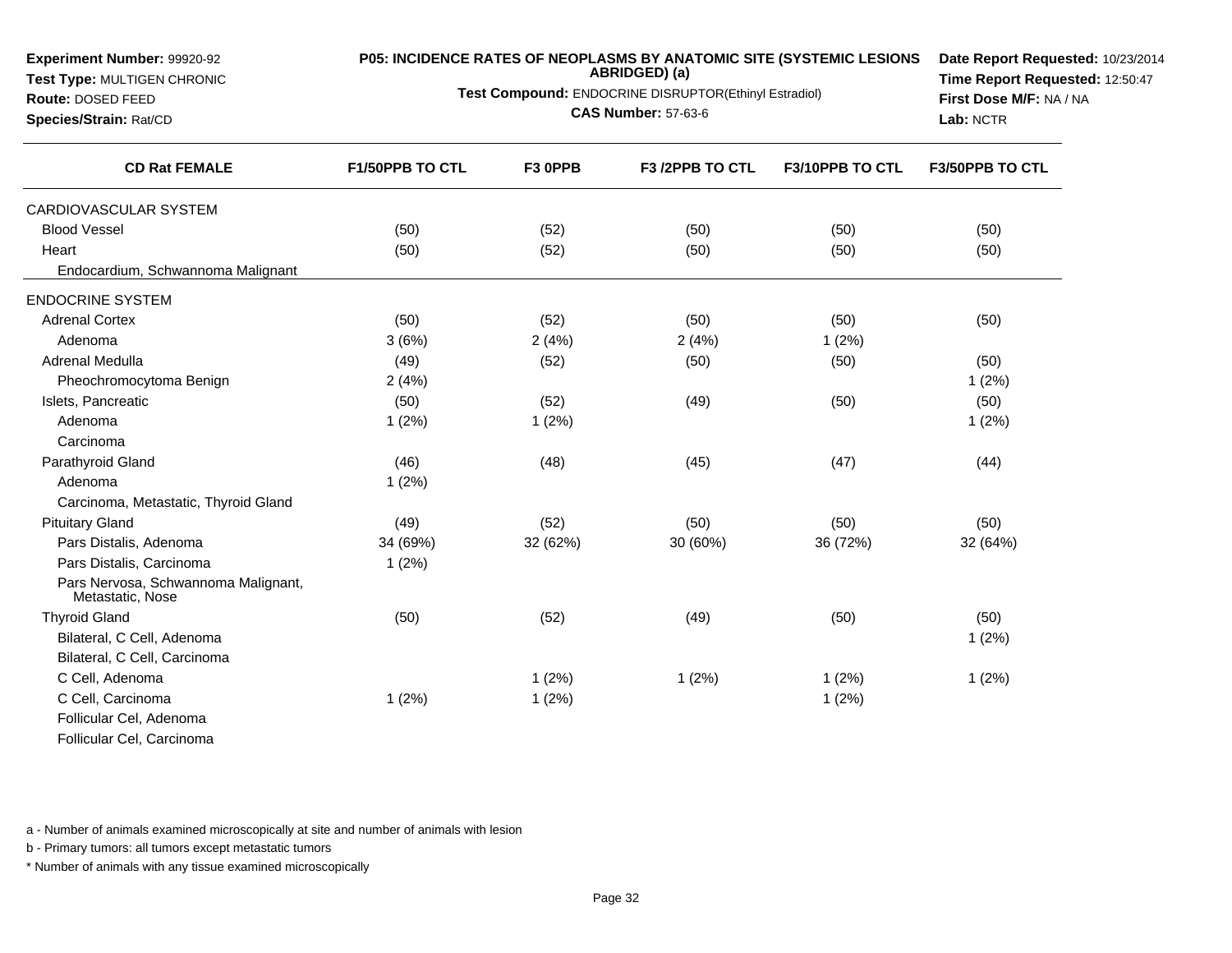**Experiment Number:** 99920-92
**Test Type:** MULTIGEN CHRONIC
**Route:** DOSED FEED
**Species/Strain:** Rat/CD

**P05: INCIDENCE RATES OF NEOPLASMS BY ANATOMIC SITE (SYSTEMIC LESIONS ABRIDGED) (a)**

**Test Compound:** ENDOCRINE DISRUPTOR(Ethinyl Estradiol)

**CAS Number:** 57-63-6

**Date Report Requested:** 10/23/2014
**Time Report Requested:** 12:50:47
**First Dose M/F:** NA / NA
**Lab:** NCTR

| CD Rat FEMALE | F1/50PPB TO CTL | F3 0PPB | F3 /2PPB TO CTL | F3/10PPB TO CTL | F3/50PPB TO CTL |
|---|---|---|---|---|---|
| CARDIOVASCULAR SYSTEM | | | | | |
| Blood Vessel | (50) | (52) | (50) | (50) | (50) |
| Heart | (50) | (52) | (50) | (50) | (50) |
| Endocardium, Schwannoma Malignant | | | | | |
| ENDOCRINE SYSTEM | | | | | |
| Adrenal Cortex | (50) | (52) | (50) | (50) | (50) |
| Adenoma | 3 (6%) | 2 (4%) | 2 (4%) | 1 (2%) | |
| Adrenal Medulla | (49) | (52) | (50) | (50) | (50) |
| Pheochromocytoma Benign | 2 (4%) | | | | 1 (2%) |
| Islets, Pancreatic | (50) | (52) | (49) | (50) | (50) |
| Adenoma | 1 (2%) | 1 (2%) | | | 1 (2%) |
| Carcinoma | | | | | |
| Parathyroid Gland | (46) | (48) | (45) | (47) | (44) |
| Adenoma | 1 (2%) | | | | |
| Carcinoma, Metastatic, Thyroid Gland | | | | | |
| Pituitary Gland | (49) | (52) | (50) | (50) | (50) |
| Pars Distalis, Adenoma | 34 (69%) | 32 (62%) | 30 (60%) | 36 (72%) | 32 (64%) |
| Pars Distalis, Carcinoma | 1 (2%) | | | | |
| Pars Nervosa, Schwannoma Malignant, Metastatic, Nose | | | | | |
| Thyroid Gland | (50) | (52) | (49) | (50) | (50) |
| Bilateral, C Cell, Adenoma | | | | | 1 (2%) |
| Bilateral, C Cell, Carcinoma | | | | | |
| C Cell, Adenoma | | 1 (2%) | 1 (2%) | 1 (2%) | 1 (2%) |
| C Cell, Carcinoma | 1 (2%) | 1 (2%) | | 1 (2%) | |
| Follicular Cel, Adenoma | | | | | |
| Follicular Cel, Carcinoma | | | | | |

a - Number of animals examined microscopically at site and number of animals with lesion

b - Primary tumors: all tumors except metastatic tumors

* Number of animals with any tissue examined microscopically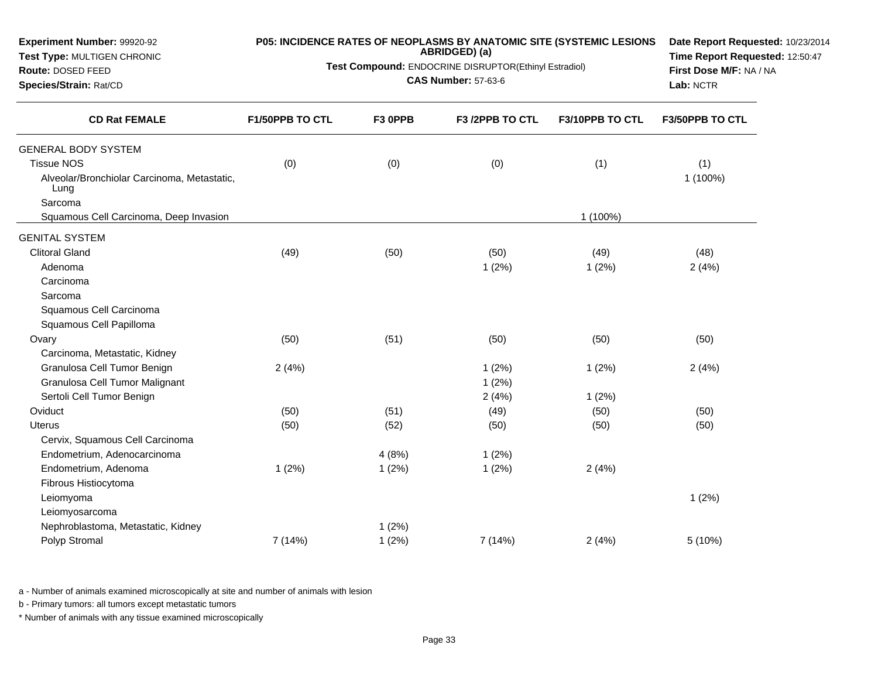**Experiment Number:** 99920-92
**Test Type:** MULTIGEN CHRONIC
**Route:** DOSED FEED
**Species/Strain:** Rat/CD

**P05: INCIDENCE RATES OF NEOPLASMS BY ANATOMIC SITE (SYSTEMIC LESIONS ABRIDGED) (a)**
**Test Compound:** ENDOCRINE DISRUPTOR(Ethinyl Estradiol)
**CAS Number:** 57-63-6

**Date Report Requested:** 10/23/2014
**Time Report Requested:** 12:50:47
**First Dose M/F:** NA / NA
**Lab:** NCTR

| CD Rat FEMALE | F1/50PPB TO CTL | F3 0PPB | F3 /2PPB TO CTL | F3/10PPB TO CTL | F3/50PPB TO CTL |
|---|---|---|---|---|---|
| GENERAL BODY SYSTEM | | | | | |
| Tissue NOS | (0) | (0) | (0) | (1) | (1) |
| Alveolar/Bronchiolar Carcinoma, Metastatic, Lung | | | | | 1 (100%) |
| Sarcoma | | | | | |
| Squamous Cell Carcinoma, Deep Invasion | | | | 1 (100%) | |
| GENITAL SYSTEM | | | | | |
| Clitoral Gland | (49) | (50) | (50) | (49) | (48) |
| Adenoma | | | 1 (2%) | 1 (2%) | 2 (4%) |
| Carcinoma | | | | | |
| Sarcoma | | | | | |
| Squamous Cell Carcinoma | | | | | |
| Squamous Cell Papilloma | | | | | |
| Ovary | (50) | (51) | (50) | (50) | (50) |
| Carcinoma, Metastatic, Kidney | | | | | |
| Granulosa Cell Tumor Benign | 2 (4%) | | 1 (2%) | 1 (2%) | 2 (4%) |
| Granulosa Cell Tumor Malignant | | | 1 (2%) | | |
| Sertoli Cell Tumor Benign | | | 2 (4%) | 1 (2%) | |
| Oviduct | (50) | (51) | (49) | (50) | (50) |
| Uterus | (50) | (52) | (50) | (50) | (50) |
| Cervix, Squamous Cell Carcinoma | | | | | |
| Endometrium, Adenocarcinoma | | 4 (8%) | 1 (2%) | | |
| Endometrium, Adenoma | 1 (2%) | 1 (2%) | 1 (2%) | 2 (4%) | |
| Fibrous Histiocytoma | | | | | |
| Leiomyoma | | | | | 1 (2%) |
| Leiomyosarcoma | | | | | |
| Nephroblastoma, Metastatic, Kidney | | 1 (2%) | | | |
| Polyp Stromal | 7 (14%) | 1 (2%) | 7 (14%) | 2 (4%) | 5 (10%) |

a - Number of animals examined microscopically at site and number of animals with lesion

b - Primary tumors: all tumors except metastatic tumors

* Number of animals with any tissue examined microscopically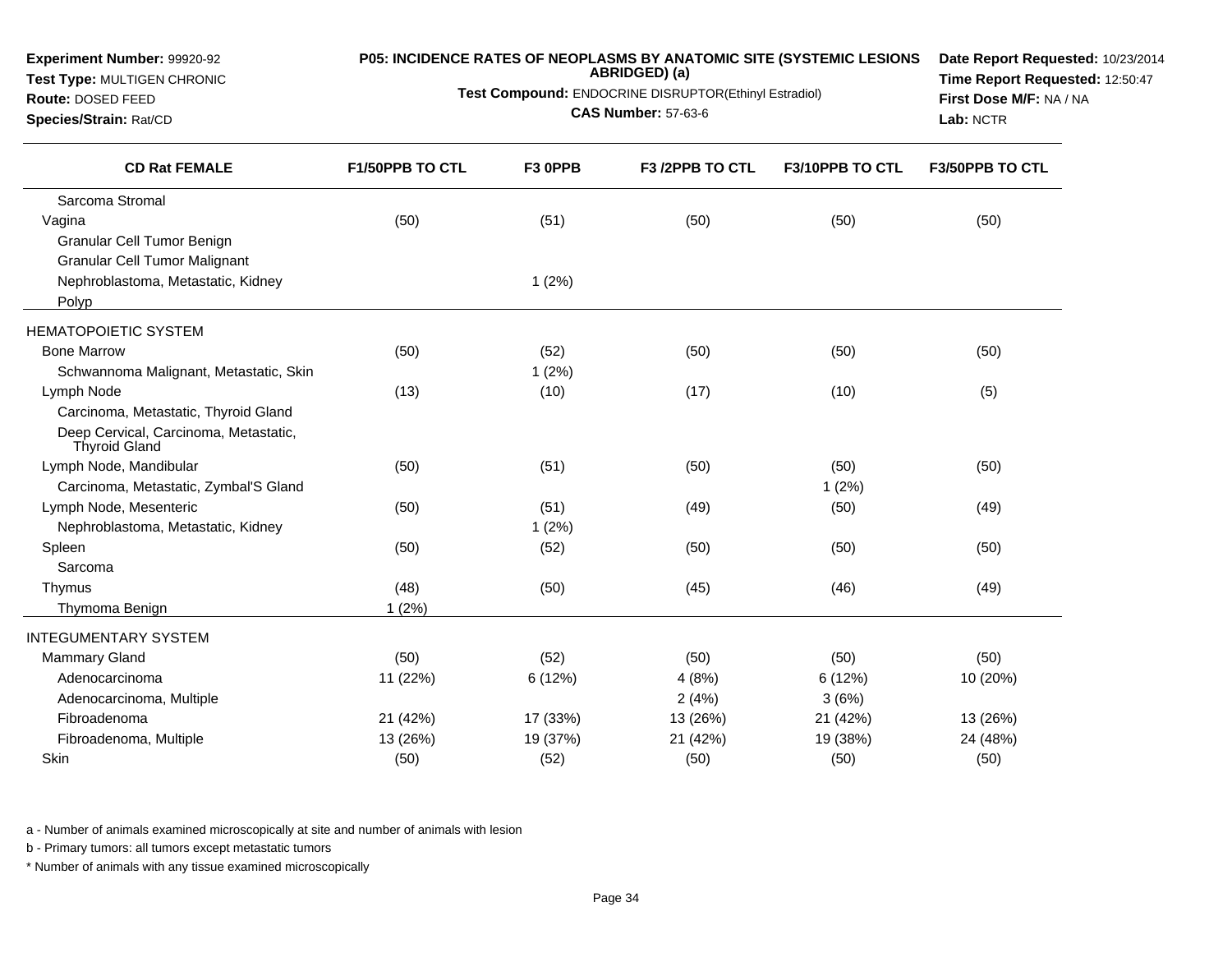**Experiment Number:** 99920-92
**Test Type:** MULTIGEN CHRONIC
**Route:** DOSED FEED
**Species/Strain:** Rat/CD

**P05: INCIDENCE RATES OF NEOPLASMS BY ANATOMIC SITE (SYSTEMIC LESIONS ABRIDGED) (a)**
**Test Compound:** ENDOCRINE DISRUPTOR(Ethinyl Estradiol)
**CAS Number:** 57-63-6

**Date Report Requested:** 10/23/2014
**Time Report Requested:** 12:50:47
**First Dose M/F:** NA / NA
**Lab:** NCTR

| CD Rat FEMALE | F1/50PPB TO CTL | F3 0PPB | F3 /2PPB TO CTL | F3/10PPB TO CTL | F3/50PPB TO CTL |
|---|---|---|---|---|---|
| Sarcoma Stromal | | | | | |
| Vagina | (50) | (51) | (50) | (50) | (50) |
| Granular Cell Tumor Benign | | | | | |
| Granular Cell Tumor Malignant | | | | | |
| Nephroblastoma, Metastatic, Kidney | | 1 (2%) | | | |
| Polyp | | | | | |
| HEMATOPOIETIC SYSTEM | | | | | |
| Bone Marrow | (50) | (52) | (50) | (50) | (50) |
| Schwannoma Malignant, Metastatic, Skin | | 1 (2%) | | | |
| Lymph Node | (13) | (10) | (17) | (10) | (5) |
| Carcinoma, Metastatic, Thyroid Gland | | | | | |
| Deep Cervical, Carcinoma, Metastatic, Thyroid Gland | | | | | |
| Lymph Node, Mandibular | (50) | (51) | (50) | (50) | (50) |
| Carcinoma, Metastatic, Zymbal'S Gland | | | | 1 (2%) | |
| Lymph Node, Mesenteric | (50) | (51) | (49) | (50) | (49) |
| Nephroblastoma, Metastatic, Kidney | | 1 (2%) | | | |
| Spleen | (50) | (52) | (50) | (50) | (50) |
| Sarcoma | | | | | |
| Thymus | (48) | (50) | (45) | (46) | (49) |
| Thymoma Benign | 1 (2%) | | | | |
| INTEGUMENTARY SYSTEM | | | | | |
| Mammary Gland | (50) | (52) | (50) | (50) | (50) |
| Adenocarcinoma | 11 (22%) | 6 (12%) | 4 (8%) | 6 (12%) | 10 (20%) |
| Adenocarcinoma, Multiple | | | 2 (4%) | 3 (6%) | |
| Fibroadenoma | 21 (42%) | 17 (33%) | 13 (26%) | 21 (42%) | 13 (26%) |
| Fibroadenoma, Multiple | 13 (26%) | 19 (37%) | 21 (42%) | 19 (38%) | 24 (48%) |
| Skin | (50) | (52) | (50) | (50) | (50) |

a - Number of animals examined microscopically at site and number of animals with lesion

b - Primary tumors: all tumors except metastatic tumors

* Number of animals with any tissue examined microscopically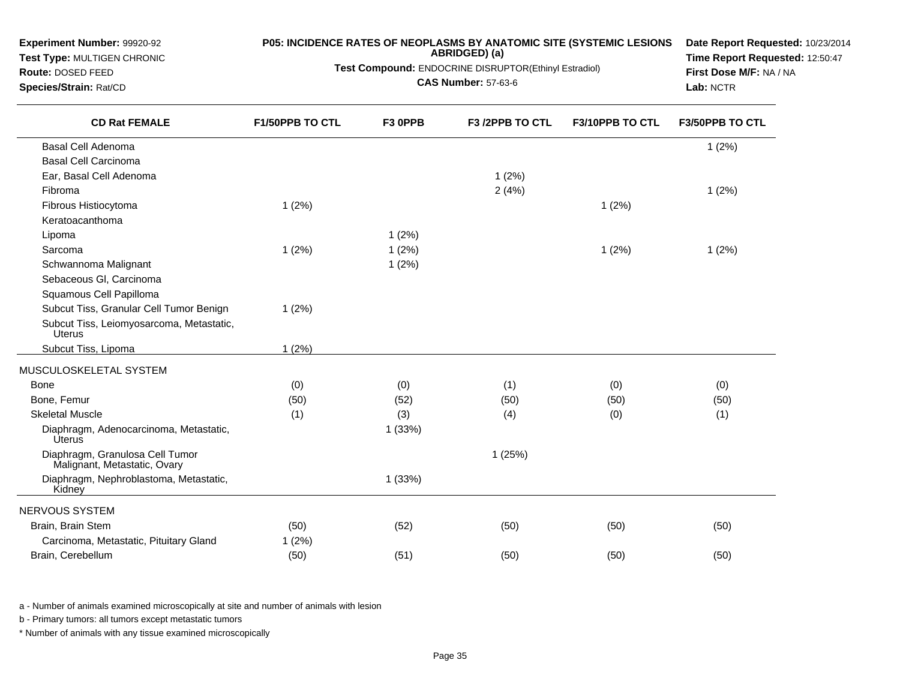**Experiment Number:** 99920-92
**Test Type:** MULTIGEN CHRONIC
**Route:** DOSED FEED
**Species/Strain:** Rat/CD

**P05: INCIDENCE RATES OF NEOPLASMS BY ANATOMIC SITE (SYSTEMIC LESIONS ABRIDGED) (a)**

**Test Compound:** ENDOCRINE DISRUPTOR(Ethinyl Estradiol)
**CAS Number:** 57-63-6

**Date Report Requested:** 10/23/2014
**Time Report Requested:** 12:50:47
**First Dose M/F:** NA / NA
**Lab:** NCTR

| CD Rat FEMALE | F1/50PPB TO CTL | F3 0PPB | F3 /2PPB TO CTL | F3/10PPB TO CTL | F3/50PPB TO CTL |
|---|---|---|---|---|---|
| Basal Cell Adenoma | | | | | 1 (2%) |
| Basal Cell Carcinoma | | | | | |
| Ear, Basal Cell Adenoma | | | 1 (2%) | | |
| Fibroma | | | 2 (4%) | | 1 (2%) |
| Fibrous Histiocytoma | 1 (2%) | | | 1 (2%) | |
| Keratoacanthoma | | | | | |
| Lipoma | | 1 (2%) | | | |
| Sarcoma | 1 (2%) | 1 (2%) | | 1 (2%) | 1 (2%) |
| Schwannoma Malignant | | 1 (2%) | | | |
| Sebaceous Gl, Carcinoma | | | | | |
| Squamous Cell Papilloma | | | | | |
| Subcut Tiss, Granular Cell Tumor Benign | 1 (2%) | | | | |
| Subcut Tiss, Leiomyosarcoma, Metastatic, Uterus | | | | | |
| Subcut Tiss, Lipoma | 1 (2%) | | | | |
| MUSCULOSKELETAL SYSTEM | | | | | |
| Bone | (0) | (0) | (1) | (0) | (0) |
| Bone, Femur | (50) | (52) | (50) | (50) | (50) |
| Skeletal Muscle | (1) | (3) | (4) | (0) | (1) |
| Diaphragm, Adenocarcinoma, Metastatic, Uterus | | 1 (33%) | | | |
| Diaphragm, Granulosa Cell Tumor Malignant, Metastatic, Ovary | | | 1 (25%) | | |
| Diaphragm, Nephroblastoma, Metastatic, Kidney | | 1 (33%) | | | |
| NERVOUS SYSTEM | | | | | |
| Brain, Brain Stem | (50) | (52) | (50) | (50) | (50) |
| Carcinoma, Metastatic, Pituitary Gland | 1 (2%) | | | | |
| Brain, Cerebellum | (50) | (51) | (50) | (50) | (50) |

a - Number of animals examined microscopically at site and number of animals with lesion

b - Primary tumors: all tumors except metastatic tumors

* Number of animals with any tissue examined microscopically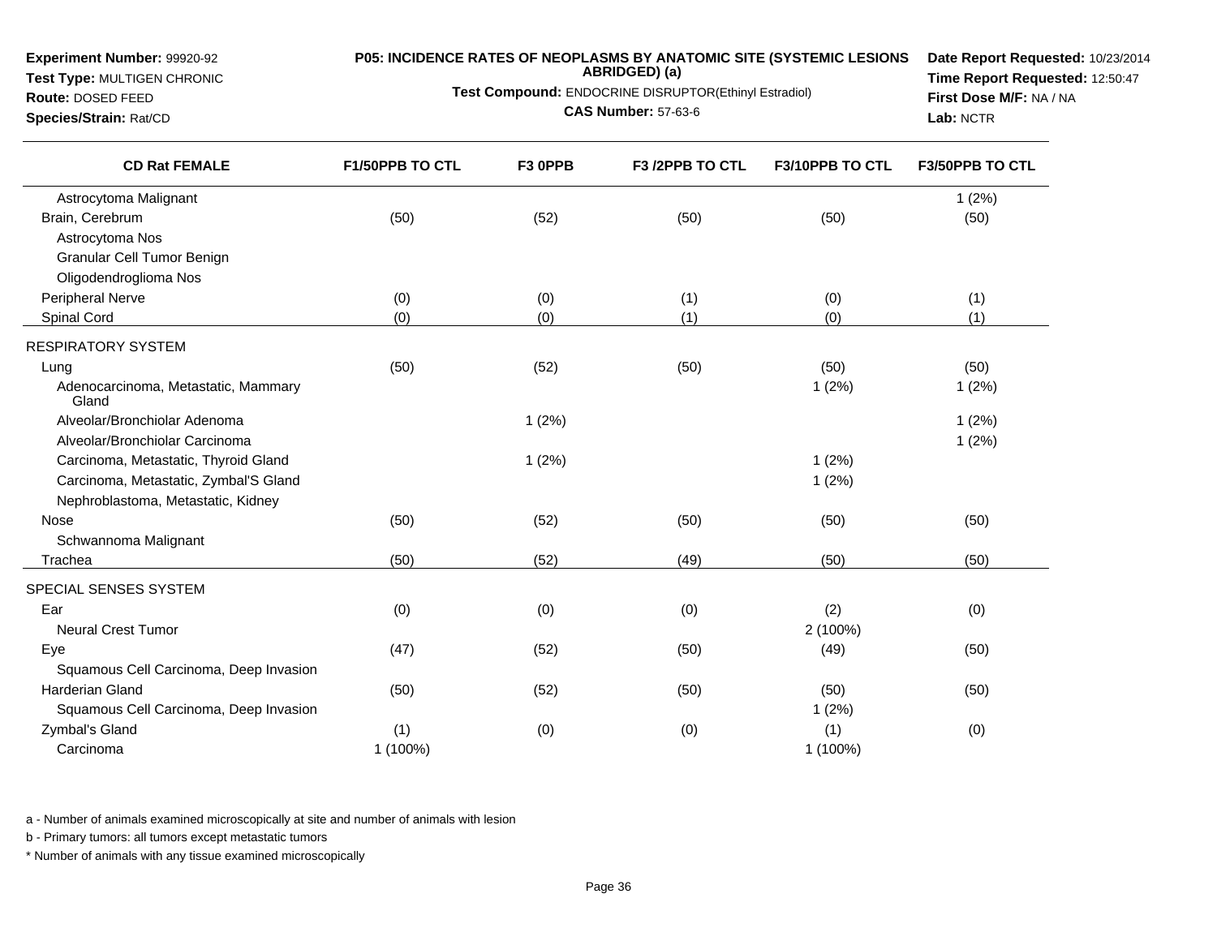**Experiment Number:** 99920-92
**Test Type:** MULTIGEN CHRONIC
**Route:** DOSED FEED
**Species/Strain:** Rat/CD

**P05: INCIDENCE RATES OF NEOPLASMS BY ANATOMIC SITE (SYSTEMIC LESIONS ABRIDGED) (a)**
**Test Compound:** ENDOCRINE DISRUPTOR(Ethinyl Estradiol)
**CAS Number:** 57-63-6

**Date Report Requested:** 10/23/2014
**Time Report Requested:** 12:50:47
**First Dose M/F:** NA / NA
**Lab:** NCTR

| CD Rat FEMALE | F1/50PPB TO CTL | F3 0PPB | F3 /2PPB TO CTL | F3/10PPB TO CTL | F3/50PPB TO CTL |
|---|---|---|---|---|---|
| Astrocytoma Malignant | | | | | 1 (2%) |
| Brain, Cerebrum | (50) | (52) | (50) | (50) | (50) |
| Astrocytoma Nos | | | | | |
| Granular Cell Tumor Benign | | | | | |
| Oligodendroglioma Nos | | | | | |
| Peripheral Nerve | (0) | (0) | (1) | (0) | (1) |
| Spinal Cord | (0) | (0) | (1) | (0) | (1) |
| RESPIRATORY SYSTEM | | | | | |
| Lung | (50) | (52) | (50) | (50) | (50) |
| Adenocarcinoma, Metastatic, Mammary Gland | | | | 1 (2%) | 1 (2%) |
| Alveolar/Bronchiolar Adenoma | | 1 (2%) | | | 1 (2%) |
| Alveolar/Bronchiolar Carcinoma | | | | | 1 (2%) |
| Carcinoma, Metastatic, Thyroid Gland | | 1 (2%) | | 1 (2%) | |
| Carcinoma, Metastatic, Zymbal'S Gland | | | | 1 (2%) | |
| Nephroblastoma, Metastatic, Kidney | | | | | |
| Nose | (50) | (52) | (50) | (50) | (50) |
| Schwannoma Malignant | | | | | |
| Trachea | (50) | (52) | (49) | (50) | (50) |
| SPECIAL SENSES SYSTEM | | | | | |
| Ear | (0) | (0) | (0) | (2) | (0) |
| Neural Crest Tumor | | | | 2 (100%) | |
| Eye | (47) | (52) | (50) | (49) | (50) |
| Squamous Cell Carcinoma, Deep Invasion | | | | | |
| Harderian Gland | (50) | (52) | (50) | (50) | (50) |
| Squamous Cell Carcinoma, Deep Invasion | | | | 1 (2%) | |
| Zymbal's Gland | (1) | (0) | (0) | (1) | (0) |
| Carcinoma | 1 (100%) | | | 1 (100%) | |

a - Number of animals examined microscopically at site and number of animals with lesion

b - Primary tumors: all tumors except metastatic tumors

* Number of animals with any tissue examined microscopically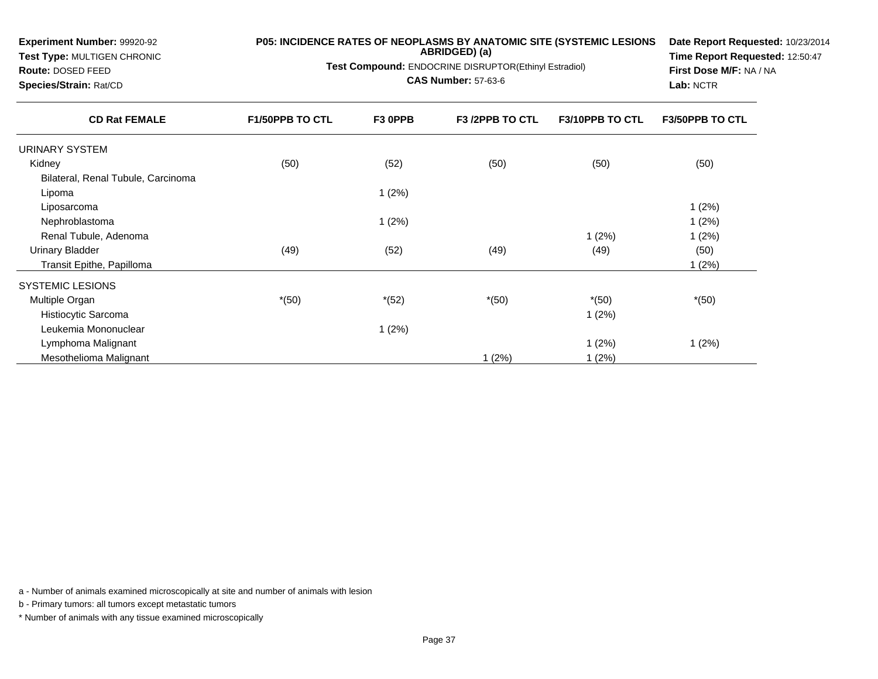**Experiment Number:** 99920-92
**Test Type:** MULTIGEN CHRONIC
**Route:** DOSED FEED
**Species/Strain:** Rat/CD

**P05: INCIDENCE RATES OF NEOPLASMS BY ANATOMIC SITE (SYSTEMIC LESIONS ABRIDGED) (a)**

**Test Compound:** ENDOCRINE DISRUPTOR(Ethinyl Estradiol)
**CAS Number:** 57-63-6

**Date Report Requested:** 10/23/2014
**Time Report Requested:** 12:50:47
**First Dose M/F:** NA / NA
**Lab:** NCTR

| CD Rat FEMALE | F1/50PPB TO CTL | F3 0PPB | F3 /2PPB TO CTL | F3/10PPB TO CTL | F3/50PPB TO CTL |
|---|---|---|---|---|---|
| URINARY SYSTEM | | | | | |
| Kidney | (50) | (52) | (50) | (50) | (50) |
| Bilateral, Renal Tubule, Carcinoma | | | | | |
| Lipoma | | 1 (2%) | | | |
| Liposarcoma | | | | | 1 (2%) |
| Nephroblastoma | | 1 (2%) | | | 1 (2%) |
| Renal Tubule, Adenoma | | | | 1 (2%) | 1 (2%) |
| Urinary Bladder | (49) | (52) | (49) | (49) | (50) |
| Transit Epithe, Papilloma | | | | | 1 (2%) |
| SYSTEMIC LESIONS | | | | | |
| Multiple Organ | *(50) | *(52) | *(50) | *(50) | *(50) |
| Histiocytic Sarcoma | | | | 1 (2%) | |
| Leukemia Mononuclear | | 1 (2%) | | | |
| Lymphoma Malignant | | | | 1 (2%) | 1 (2%) |
| Mesothelioma Malignant | | | 1 (2%) | 1 (2%) | |

a - Number of animals examined microscopically at site and number of animals with lesion

b - Primary tumors: all tumors except metastatic tumors

* Number of animals with any tissue examined microscopically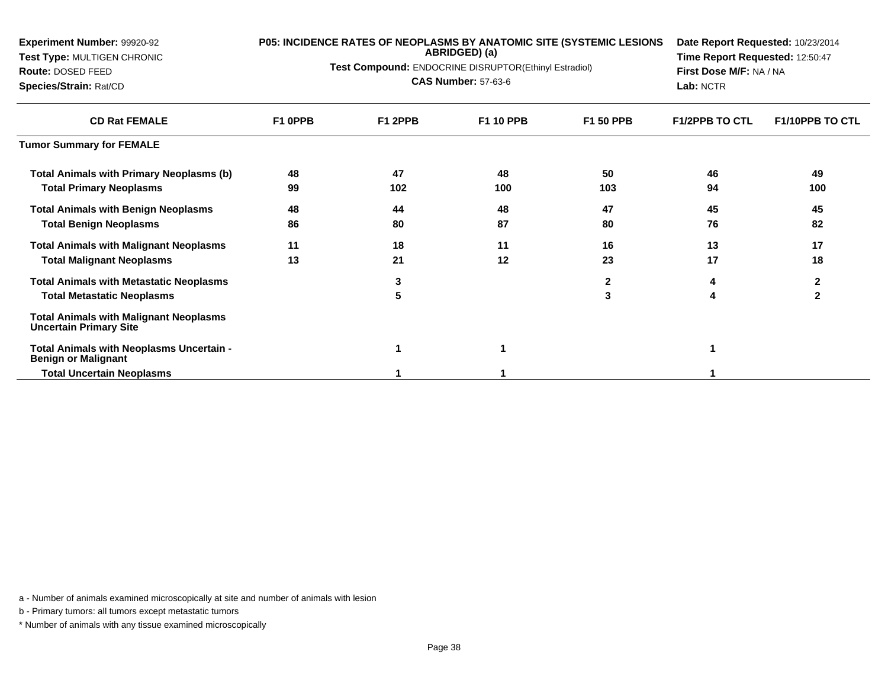**Experiment Number:** 99920-92
**Test Type:** MULTIGEN CHRONIC
**Route:** DOSED FEED
**Species/Strain:** Rat/CD

**P05: INCIDENCE RATES OF NEOPLASMS BY ANATOMIC SITE (SYSTEMIC LESIONS ABRIDGED) (a)**

**Test Compound:** ENDOCRINE DISRUPTOR(Ethinyl Estradiol)

**CAS Number:** 57-63-6

**Date Report Requested:** 10/23/2014
**Time Report Requested:** 12:50:47
**First Dose M/F:** NA / NA
**Lab:** NCTR

| CD Rat FEMALE | F1 0PPB | F1 2PPB | F1 10 PPB | F1 50 PPB | F1/2PPB TO CTL | F1/10PPB TO CTL |
|---|---|---|---|---|---|---|
| **Tumor Summary for FEMALE** | | | | | | |
| **Total Animals with Primary Neoplasms (b)** | 48 | 47 | 48 | 50 | 46 | 49 |
| **Total Primary Neoplasms** | 99 | 102 | 100 | 103 | 94 | 100 |
| **Total Animals with Benign Neoplasms** | 48 | 44 | 48 | 47 | 45 | 45 |
| **Total Benign Neoplasms** | 86 | 80 | 87 | 80 | 76 | 82 |
| **Total Animals with Malignant Neoplasms** | 11 | 18 | 11 | 16 | 13 | 17 |
| **Total Malignant Neoplasms** | 13 | 21 | 12 | 23 | 17 | 18 |
| **Total Animals with Metastatic Neoplasms** | | 3 | | 2 | 4 | 2 |
| **Total Metastatic Neoplasms** | | 5 | | 3 | 4 | 2 |
| **Total Animals with Malignant Neoplasms Uncertain Primary Site** | | | | | | |
| **Total Animals with Neoplasms Uncertain - Benign or Malignant** | | 1 | 1 | | 1 | |
| **Total Uncertain Neoplasms** | | 1 | 1 | | 1 | |

a - Number of animals examined microscopically at site and number of animals with lesion

b - Primary tumors: all tumors except metastatic tumors

* Number of animals with any tissue examined microscopically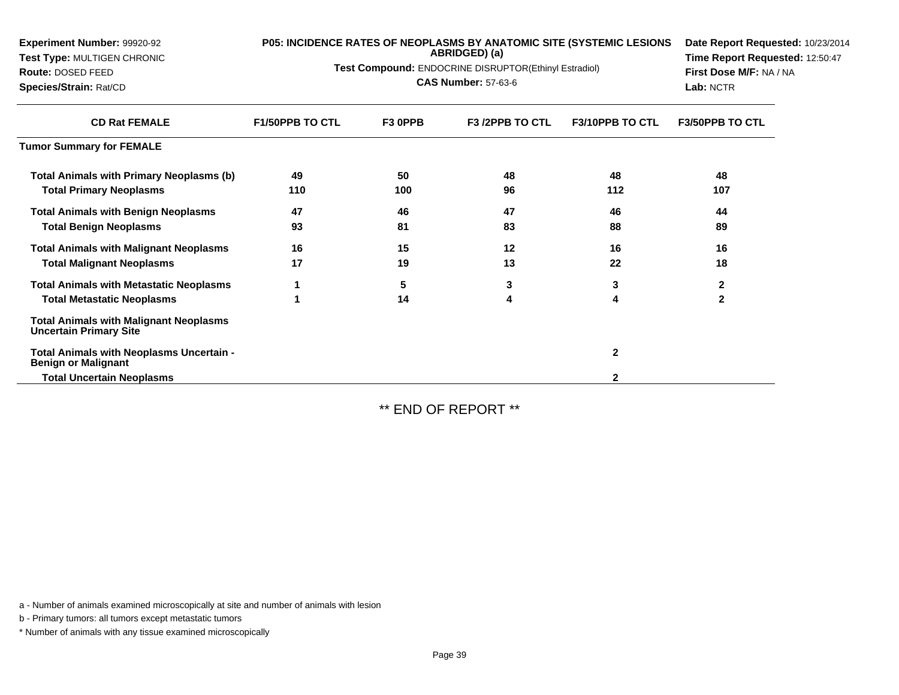**Experiment Number:** 99920-92
**Test Type:** MULTIGEN CHRONIC
**Route:** DOSED FEED
**Species/Strain:** Rat/CD

**P05: INCIDENCE RATES OF NEOPLASMS BY ANATOMIC SITE (SYSTEMIC LESIONS ABRIDGED) (a)**

**Test Compound:** ENDOCRINE DISRUPTOR(Ethinyl Estradiol)

**CAS Number:** 57-63-6

**Date Report Requested:** 10/23/2014
**Time Report Requested:** 12:50:47
**First Dose M/F:** NA / NA
**Lab:** NCTR

| CD Rat FEMALE | F1/50PPB TO CTL | F3 0PPB | F3 /2PPB TO CTL | F3/10PPB TO CTL | F3/50PPB TO CTL |
|---|---|---|---|---|---|
| **Tumor Summary for FEMALE** | | | | | |
| **Total Animals with Primary Neoplasms (b)** | 49 | 50 | 48 | 48 | 48 |
| **Total Primary Neoplasms** | 110 | 100 | 96 | 112 | 107 |
| **Total Animals with Benign Neoplasms** | 47 | 46 | 47 | 46 | 44 |
| **Total Benign Neoplasms** | 93 | 81 | 83 | 88 | 89 |
| **Total Animals with Malignant Neoplasms** | 16 | 15 | 12 | 16 | 16 |
| **Total Malignant Neoplasms** | 17 | 19 | 13 | 22 | 18 |
| **Total Animals with Metastatic Neoplasms** | 1 | 5 | 3 | 3 | 2 |
| **Total Metastatic Neoplasms** | 1 | 14 | 4 | 4 | 2 |
| **Total Animals with Malignant Neoplasms Uncertain Primary Site** | | | | | |
| **Total Animals with Neoplasms Uncertain - Benign or Malignant** | | | | 2 | |
| **Total Uncertain Neoplasms** | | | | 2 | |

** END OF REPORT **

a - Number of animals examined microscopically at site and number of animals with lesion

b - Primary tumors: all tumors except metastatic tumors

* Number of animals with any tissue examined microscopically